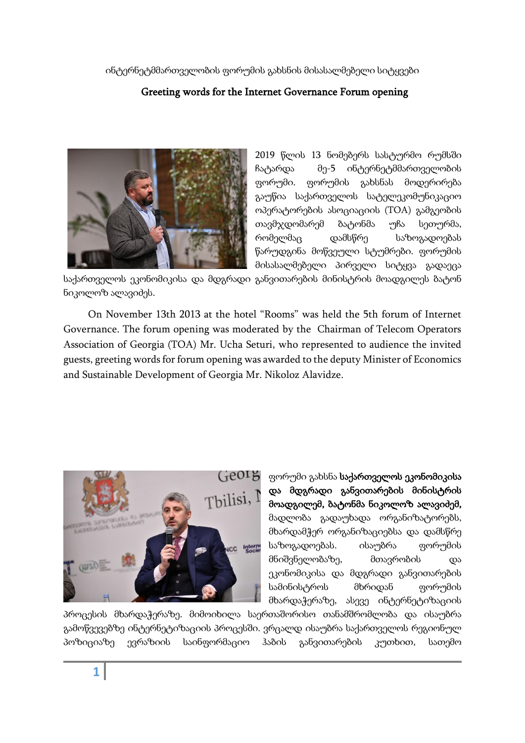ინტერნეტმმართველობის ფორუმის გახსნის მისასალმებელი სიტყვები

## Greeting words for the Internet Governance Forum opening

2019 წლის 13 ნომებერს სასტურმო რუმსში ჩატარდა მე-5 ინტერნეტმმართველობის ფორუმი. ფორუმის გახსნას მოდერირება გაუწია საქართველოს სატელეკომუნიკაციო ოპერატორების ასოციაციის (TOA) გამგეობის თავმჯდომარემ ბატონმა უჩა სეთურმა, რომელმაც დამსწრე საზოგადოებას წარუდგინა მოწვეული სტუმრები. ფორუმის მისასალმებელი პირველი სიტყვა გადაეცა საქართველოს ეკონომიკისა და მდგრადი განვითარების მინისტრის მოადგილეს ბატონ ნიკოლოზ ალავიძეს.

On November 13th 2013 at the hotel "Rooms" was held the 5th forum of Internet Governance. The forum opening was moderated by the Chairman of Telecom Operators Association of Georgia (TOA) Mr. Ucha Seturi, who represented to audience the invited guests, greeting words for forum opening was awarded to the deputy Minister of Economics and Sustainable Development of Georgia Mr. Nikoloz Alavidze.

ფორუმი გახსნა **საქართველოს ეკონომიკისა და მდგრადი განვითარების მინისტრის მოადგილემ, ბატონმა ნიკოლოზ ალავიძემ,** მადლობა გადაუხადა ორგანიზატორებს, მხარდამჭერ ორგანიზაციებსა და დამსწრე საზოგადოებას. ისაუბრა ფორუმის მნიშვნელობაზე, მთავრობის და ეკონომიკისა და მდგრადი განვითარების სამინისტროს მხრიდან ფორუმის მხარდაჭერაზე, ასევე ინტერნეტიზაციის პროცესის მხარდაჭერაზე. მიმოიხილა საერთაშორისო თანამშრომლობა და ისაუბრა გამოწვევებზე ინტერნეტიზაციის პროცესში. ვრცლად ისაუბრა საქართველოს რეგიონულ პოზიციაზე ევრაზიის საინფორმაციო ჰაბის განვითარების კუთხით, სათემო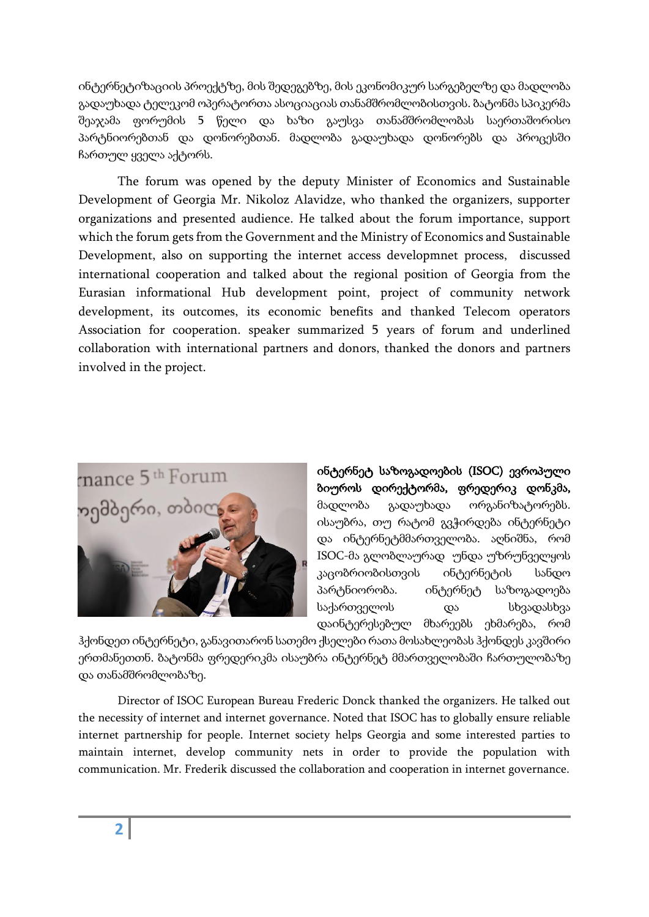ინტერნეტიზაციის პროექტზე, მის შედეგებზე, მის ეკონომიკურ სარგებელზე და მადლობა გადაუხადა ტელეკომ ოპერატორთა ასოციაციას თანამშრომლობისთვის. ბატონმა სპიკერმა შეაჯამა ფორუმის 5 წელი და ხაზი გაუსვა თანამშრომლობას საერთაშორისო პარტნიორებთან და დონორებთან. მადლობა გადაუხადა დონორებს და პროცესში ჩართულ ყველა აქტორს.

The forum was opened by the deputy Minister of Economics and Sustainable Development of Georgia Mr. Nikoloz Alavidze, who thanked the organizers, supporter organizations and presented audience. He talked about the forum importance, support which the forum gets from the Government and the Ministry of Economics and Sustainable Development, also on supporting the internet access developmnet process, discussed international cooperation and talked about the regional position of Georgia from the Eurasian informational Hub development point, project of community network development, its outcomes, its economic benefits and thanked Telecom operators Association for cooperation. speaker summarized 5 years of forum and underlined collaboration with international partners and donors, thanked the donors and partners involved in the project.

**ინტერნეტ საზოგადოების (ISOC) ევროპული ბიუროს დირექტორმა, ფრედერიკ დონკმა,** მადლობა გადაუხადა ორგანიზატორებს. ისაუბრა, თუ რატომ გვჭირდება ინტერნეტი და ინტერნეტმმართველობა. აღნიშნა, რომ ISOC-მა გლობლაურად უნდა უზრუნველყოს კაცობრიობისთვის ინტერნეტის სანდო პარტნიორობა. ინტერნეტ საზოგადოება საქართველოს და სხვადასხვა დაინტერესებულ მხარეებს ეხმარება, რომ ჰქონდეთ ინტერნეტი, განავითარონ სათემო ქსელები რათა მოსახლეობას ჰქონდეს კავშირი ერთმანეთთნ. ბატონმა ფრედერიკმა ისაუბრა ინტერნეტ მმართველობაში ჩართულობაზე და თანამშრომლობაზე.

Director of ISOC European Bureau Frederic Donck thanked the organizers. He talked out the necessity of internet and internet governance. Noted that ISOC has to globally ensure reliable internet partnership for people. Internet society helps Georgia and some interested parties to maintain internet, develop community nets in order to provide the population with communication. Mr. Frederik discussed the collaboration and cooperation in internet governance.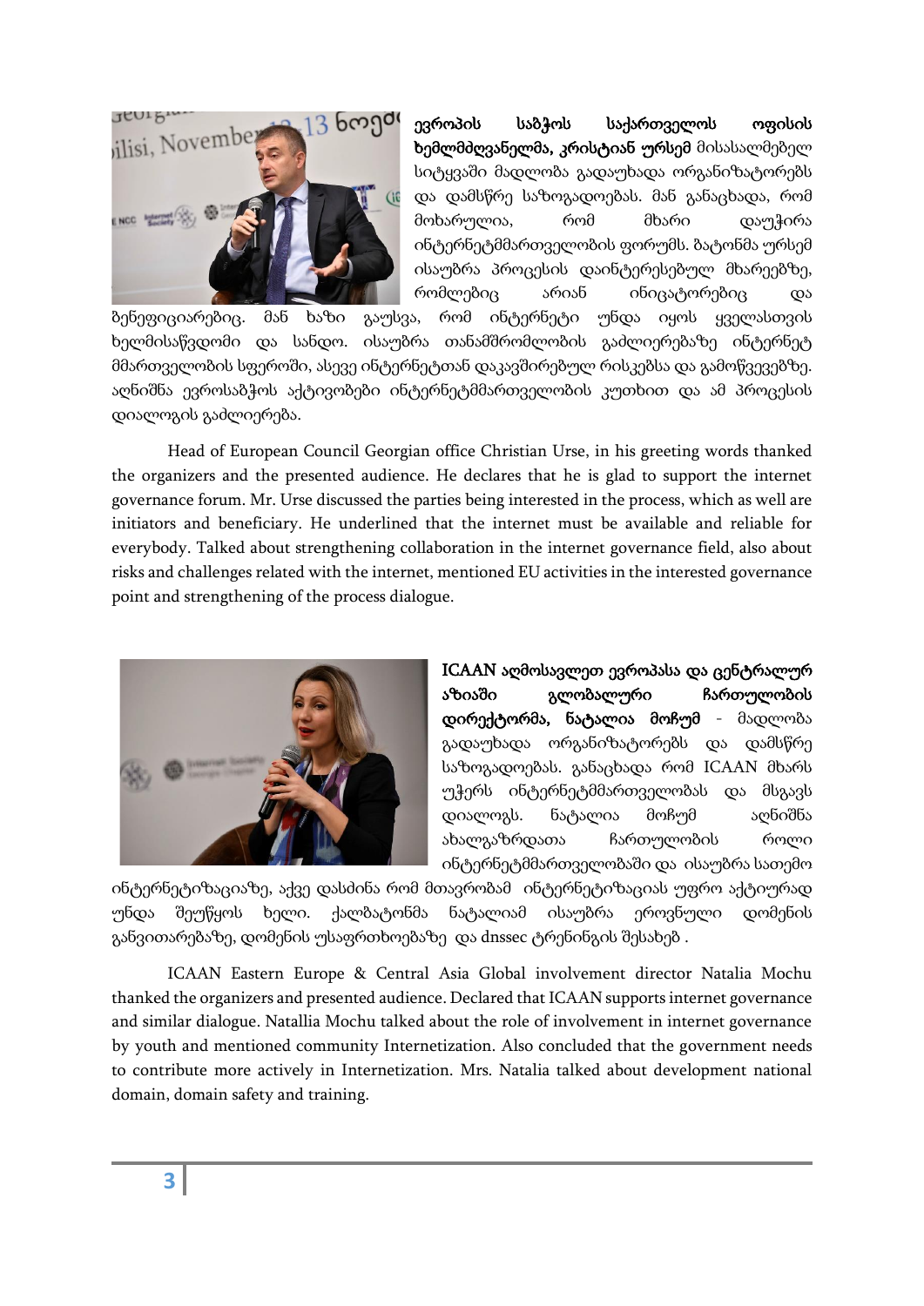**ევროპის საბჭოს საქართველოს ოფისის ხელმძღვანელმა, კრისტიან ურსემ** მისასალმებელ სიტყვაში მადლობა გადაუხადა ორგანიზატორებს და დამსწრე საზოგადოებას. მან განაცხადა, რომ მოხარულია, რომ მხარი დაუჭირა ინტერნეტმმართველობის ფორუმს. ბატონმა ურსემ ისაუბრა პროცესის დაინტერესებულ მხარეებზე, რომლებიც არიან ინიცატორებიც და ბენეფიციარებიც. მან ხაზი გაუსვა, რომ ინტერნეტი უნდა იყოს ყველასთვის ხელმისაწვდომი და სანდო. ისაუბრა თანამშრომლობის გაძლიერებაზე ინტერნეტ მმართველობის სფეროში, ასევე ინტერნეტთან დაკავშირებულ რისკებსა და გამოწვევებზე. აღნიშნა ევროსაბჭოს აქტივობები ინტერნეტმმართველობის კუთხით და ამ პროცესის დიალოგის გაძლიერება.

Head of European Council Georgian office Christian Urse, in his greeting words thanked the organizers and the presented audience. He declares that he is glad to support the internet governance forum. Mr. Urse discussed the parties being interested in the process, which as well are initiators and beneficiary. He underlined that the internet must be available and reliable for everybody. Talked about strengthening collaboration in the internet governance field, also about risks and challenges related with the internet, mentioned EU activities in the interested governance point and strengthening of the process dialogue.

**ICAAN აღმოსავლეთ ევროპასა და ცენტრალურ აზიაში გლობალური ჩართულობის დირექტორმა, ნატალია მოჩუმ** - მადლობა გადაუხადა ორგანიზატორებს და დამსწრე საზოგადოებას. განაცხადა რომ ICAAN მხარს უჭერს ინტერნეტმმართველობას და მსგავს დიალოგს. ნატალია მოჩუმ აღნიშნა ახალგაზრდათა ჩართულობის როლი ინტერნეტმმართველობაში და ისაუბრა სათემო ინტერნეტიზაციაზე, აქვე დასძინა რომ მთავრობამ ინტერნეტიზაციას უფრო აქტიურად უნდა შეუწყოს ხელი. ქალბატონმა ნატალიამ ისაუბრა ეროვნული დომენის განვითარებაზე, დომენის უსაფრთხოებაზე და dnssec ტრენინგის შესახებ .

ICAAN Eastern Europe & Central Asia Global involvement director Natalia Mochu thanked the organizers and presented audience. Declared that ICAAN supports internet governance and similar dialogue. Natallia Mochu talked about the role of involvement in internet governance by youth and mentioned community Internetization. Also concluded that the government needs to contribute more actively in Internetization. Mrs. Natalia talked about development national domain, domain safety and training.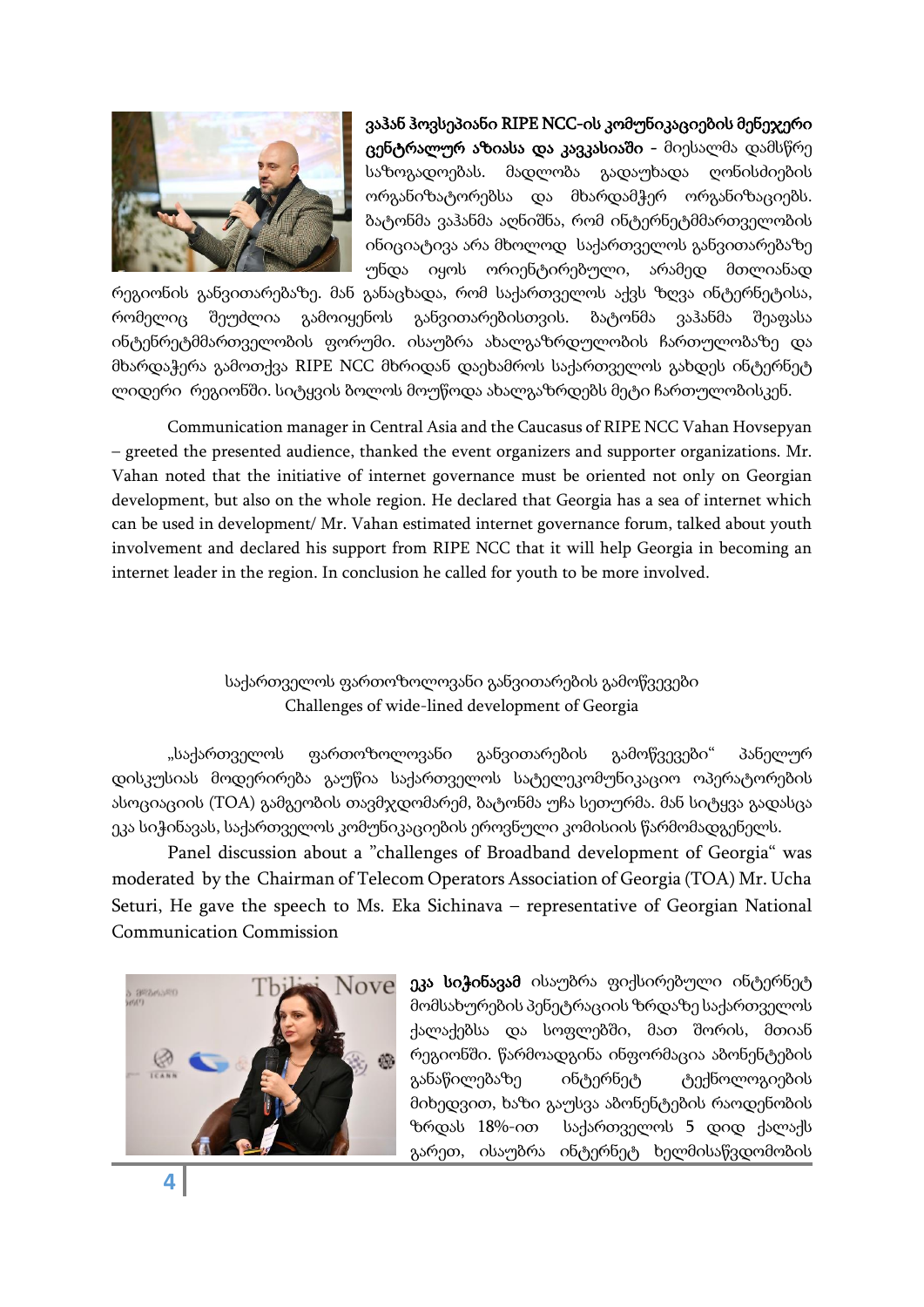**ვაჰან ჰოვსეპიანი RIPE NCC-ის კომუნიკაციების მენეჯერი ცენტრალურ აზიასა და კავკასიაში** - მიესალმა დამსწრე საზოგადოებას. მადლობა გადაუხადა ღონისძიების ორგანიზატორებსა და მხარდამჭერ ორგანიზაციებს. ბატონმა ვაჰანმა აღნიშნა, რომ ინტერნეტმმართველობის ინიციატივა არა მხოლოდ საქართველოს განვითარებაზე უნდა იყოს ორიენტირებული, არამედ მთლიანად რეგიონის განვითარებაზე. მან განაცხადა, რომ საქართველოს აქვს ზღვა ინტერნეტისა, რომელიც შეუძლია გამოიყენოს განვითარებისთვის. ბატონმა ვაჰანმა შეაფასა ინტენრეტმმართველობის ფორუმი. ისაუბრა ახალგაზრდულობის ჩართულობაზე და მხარდაჭერა გამოთქვა RIPE NCC მხრიდან დაეხამროს საქართველოს გახდეს ინტერნეტ ლიდერი რეგიონში. სიტყვის ბოლოს მოუწოდა ახალგაზრდებს მეტი ჩართულობისკენ.

Communication manager in Central Asia and the Caucasus of RIPE NCC Vahan Hovsepyan – greeted the presented audience, thanked the event organizers and supporter organizations. Mr. Vahan noted that the initiative of internet governance must be oriented not only on Georgian development, but also on the whole region. He declared that Georgia has a sea of internet which can be used in development/ Mr. Vahan estimated internet governance forum, talked about youth involvement and declared his support from RIPE NCC that it will help Georgia in becoming an internet leader in the region. In conclusion he called for youth to be more involved.

## საქართველოს ფართოზოლოვანი განვითარების გამოწვევები
## Challenges of wide-lined development of Georgia

„საქართველოს ფართოზოლოვანი განვითარების გამოწვევები" პანელურ დისკუსიას მოდერირება გაუწია საქართველოს სატელეკომუნიკაციო ოპერატორების ასოციაციის (TOA) გამგეობის თავმჯდომარემ, ბატონმა უჩა სეთურმა. მან სიტყვა გადასცა ეკა სიჭინავას, საქართველოს კომუნიკაციების ეროვნული კომისიის წარმომადგენელს.

Panel discussion about a "challenges of Broadband development of Georgia" was moderated by the Chairman of Telecom Operators Association of Georgia (TOA) Mr. Ucha Seturi, He gave the speech to Ms. Eka Sichinava – representative of Georgian National Communication Commission

**ეკა სიჭინავამ** ისაუბრა ფიქსირებული ინტერნეტ მომსახურების პენეტრაციის ზრდაზე საქართველოს ქალაქებსა და სოფლებში, მათ შორის, მთიან რეგიონში. წარმოადგინა ინფორმაცია აბონენტების განაწილებაზე ინტერნეტ ტექნოლოგიების მიხედვით, ხაზი გაუსვა აბონენტების რაოდენობის ზრდას 18%-ით საქართველოს 5 დიდ ქალაქს გარეთ, ისაუბრა ინტერნეტ ხელმისაწვდომობის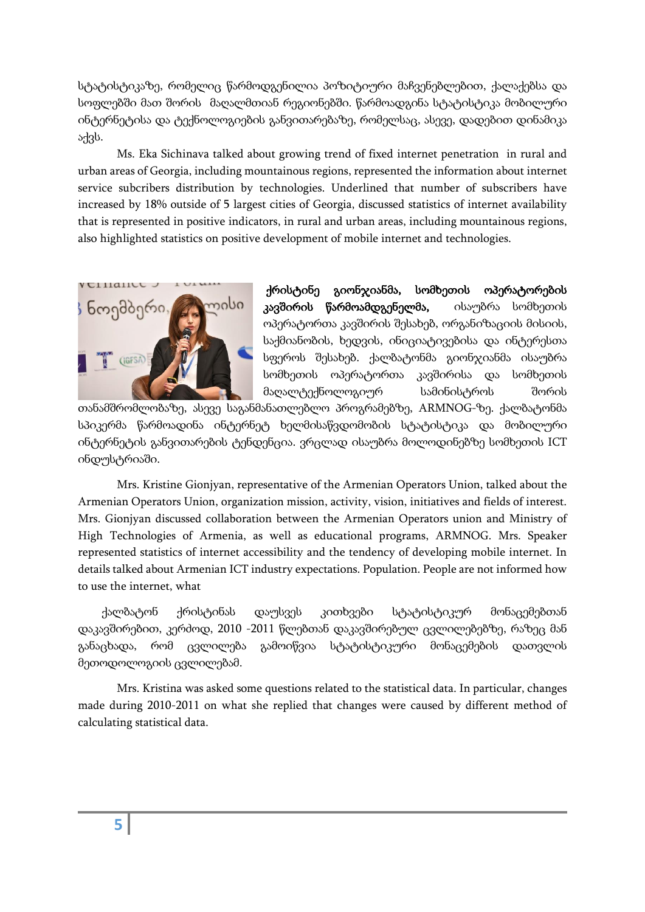სტატისტიკაზე, რომელიც წარმოდგენილია პოზიტიური მაჩვენებლებით, ქალაქებსა და სოფლებში მათ შორის მაღალმთიან რეგიონებში. წარმოადგინა სტატისტიკა მობილური ინტერნეტისა და ტექნოლოგიების განვითარებაზე, რომელსაც, ასევე, დადებით დინამიკა აქვს.

Ms. Eka Sichinava talked about growing trend of fixed internet penetration in rural and urban areas of Georgia, including mountainous regions, represented the information about internet service subcribers distribution by technologies. Underlined that number of subscribers have increased by 18% outside of 5 largest cities of Georgia, discussed statistics of internet availability that is represented in positive indicators, in rural and urban areas, including mountainous regions, also highlighted statistics on positive development of mobile internet and technologies.

**ქრისტინე გიონჯიანმა, სომხეთის ოპერატორების კავშირის წარმოამდგენელმა,** ისაუბრა სომხეთის ოპერატორთა კავშირის შესახებ, ორგანიზაციის მისიის, საქმიანობის, ხედვის, ინიციატივებისა და ინტერესთა სფეროს შესახებ. ქალბატონმა გიონჯიანმა ისაუბრა სომხეთის ოპერატორთა კავშირისა და სომხეთის მაღალტექნოლოგიურ სამინისტროს შორის თანამშრომლობაზე, ასევე საგანმანათლებლო პროგრამებზე, ARMNOG-ზე. ქალბატონმა სპიკერმა წარმოადინა ინტერნეტ ხელმისაწვდომობის სტატისტიკა და მობილური ინტერნეტის განვითარების ტენდენცია. ვრცლად ისაუბრა მოლოდინებზე სომხეთის ICT ინდუსტრიაში.

Mrs. Kristine Gionjyan, representative of the Armenian Operators Union, talked about the Armenian Operators Union, organization mission, activity, vision, initiatives and fields of interest. Mrs. Gionjyan discussed collaboration between the Armenian Operators union and Ministry of High Technologies of Armenia, as well as educational programs, ARMNOG. Mrs. Speaker represented statistics of internet accessibility and the tendency of developing mobile internet. In details talked about Armenian ICT industry expectations. Population. People are not informed how to use the internet, what

ქალბატონ ქრისტინას დაუსვეს კითხვები სტატისტიკურ მონაცემებთან დაკავშირებით, კერძოდ, 2010 -2011 წლებთან დაკავშირებულ ცვლილებებზე, რაზეც მან განაცხადა, რომ ცვლილება გამოიწვია სტატისტიკური მონაცემების დათვლის მეთოდოლოგიის ცვლილებამ.

Mrs. Kristina was asked some questions related to the statistical data. In particular, changes made during 2010-2011 on what she replied that changes were caused by different method of calculating statistical data.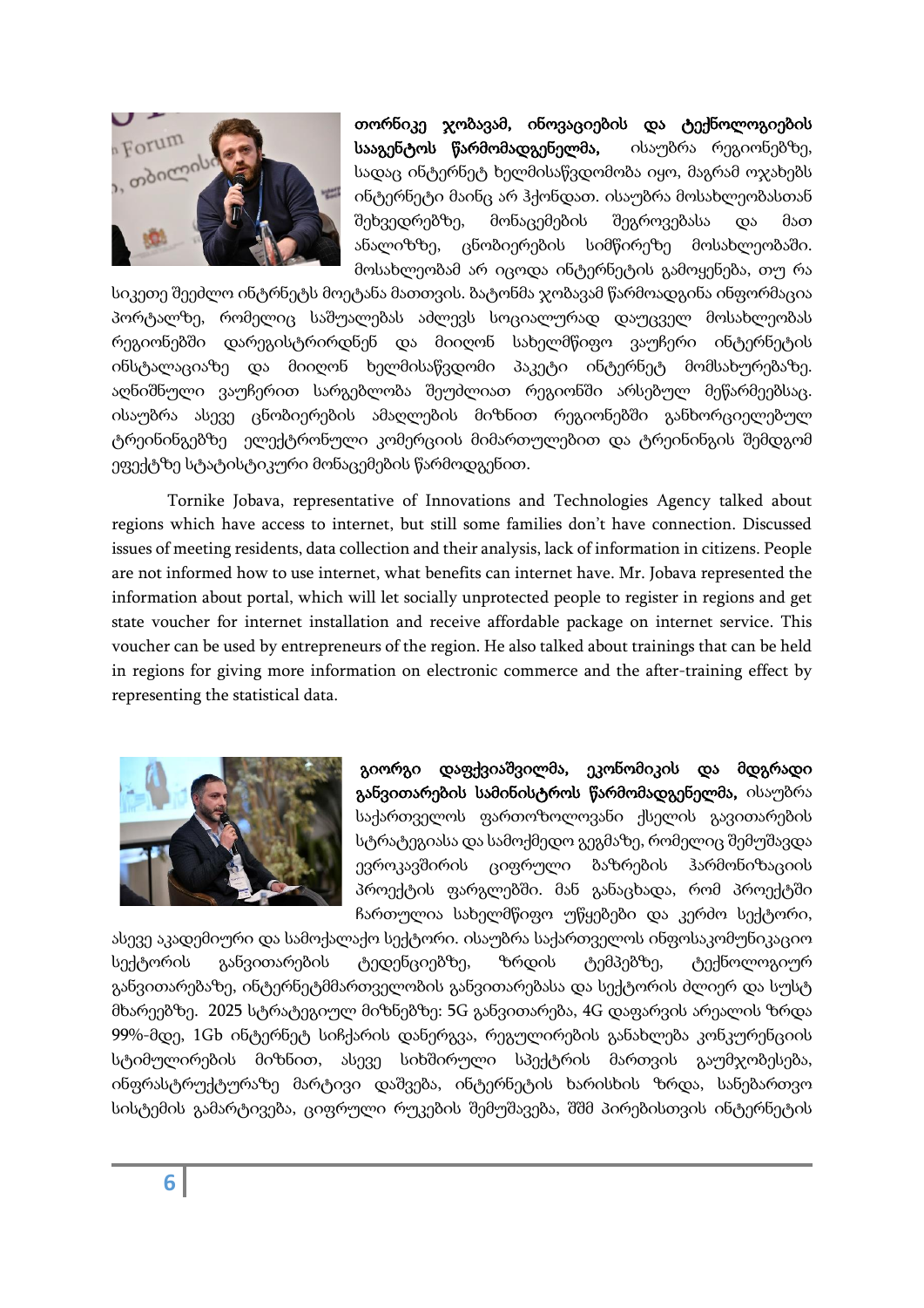**თორნიკე ჯობავამ, ინოვაციების და ტექნოლოგიების სააგენტოს წარმომადგენელმა,** ისაუბრა რეგიონებზე, სადაც ინტერნეტ ხელმისაწვდომობა იყო, მაგრამ ოჯახებს ინტერნეტი მაინც არ ჰქონდათ. ისაუბრა მოსახლეობასთან შეხვედრებზე, მონაცემების შეგროვებასა და მათ ანალიზზე, ცნობიერების სიმწირეზე მოსახლეობაში. მოსახლეობამ არ იცოდა ინტერნეტის გამოყენება, თუ რა სიკეთე შეეძლო ინტრნეტს მოეტანა მათთვის. ბატონმა ჯობავამ წარმოადგინა ინფორმაცია პორტალზე, რომელიც საშუალებას აძლევს სოციალურად დაუცველ მოსახლეობას რეგიონებში დარეგისტრირდნენ და მიიღონ სახელმწიფო ვაუჩერი ინტერნეტის ინსტალაციაზე და მიიღონ ხელმისაწვდომი პაკეტი ინტერნეტ მომსახურებაზე. აღნიშნული ვაუჩერით სარგებლობა შეუძლიათ რეგიონში არსებულ მეწარმეებსაც. ისაუბრა ასევე ცნობიერების ამაღლების მიზნით რეგიონებში განხორციელებულ ტრეინინგებზე ელექტრონული კომერციის მიმართულებით და ტრეინინგის შემდგომ ეფექტზე სტატისტიკური მონაცემების წარმოდგენით.

Tornike Jobava, representative of Innovations and Technologies Agency talked about regions which have access to internet, but still some families don't have connection. Discussed issues of meeting residents, data collection and their analysis, lack of information in citizens. People are not informed how to use internet, what benefits can internet have. Mr. Jobava represented the information about portal, which will let socially unprotected people to register in regions and get state voucher for internet installation and receive affordable package on internet service. This voucher can be used by entrepreneurs of the region. He also talked about trainings that can be held in regions for giving more information on electronic commerce and the after-training effect by representing the statistical data.

**გიორგი დაფქვიაშვილმა, ეკონომიკის და მდგრადი განვითარების სამინისტროს წარმომადგენელმა,** ისაუბრა საქართველოს ფართოზოლოვანი ქსელის გავითარების სტრატეგიასა და სამოქმედო გეგმაზე, რომელიც შემუშავდა ევროკავშირის ციფრული ბაზრების ჰარმონიზაციის პროექტის ფარგლებში. მან განაცხადა, რომ პროექტში ჩართულია სახელმწიფო უწყებები და კერძო სექტორი, ასევე აკადემიური და სამოქალაქო სექტორი. ისაუბრა საქართველოს ინფოსაკომუნიკაციო სექტორის განვითარების ტედენციებზე, ზრდის ტემპებზე, ტექნოლოგიურ განვითარებაზე, ინტერნეტმმართველობის განვითარებასა და სექტორის ძლიერ და სუსტ მხარეებზე. 2025 სტრატეგიულ მიზნებზე: 5G განვითარება, 4G დაფარვის არეალის ზრდა 99%-მდე, 1Gb ინტერნეტ სიჩქარის დანერგვა, რეგულირების განახლება კონკურენციის სტიმულირების მიზნით, ასევე სიხშირული სპექტრის მართვის გაუმჯობესება, ინფრასტრუქტურაზე მარტივი დაშვება, ინტერნეტის ხარისხის ზრდა, სანებართვო სისტემის გამარტივება, ციფრული რუკების შემუშავება, შშმ პირებისთვის ინტერნეტის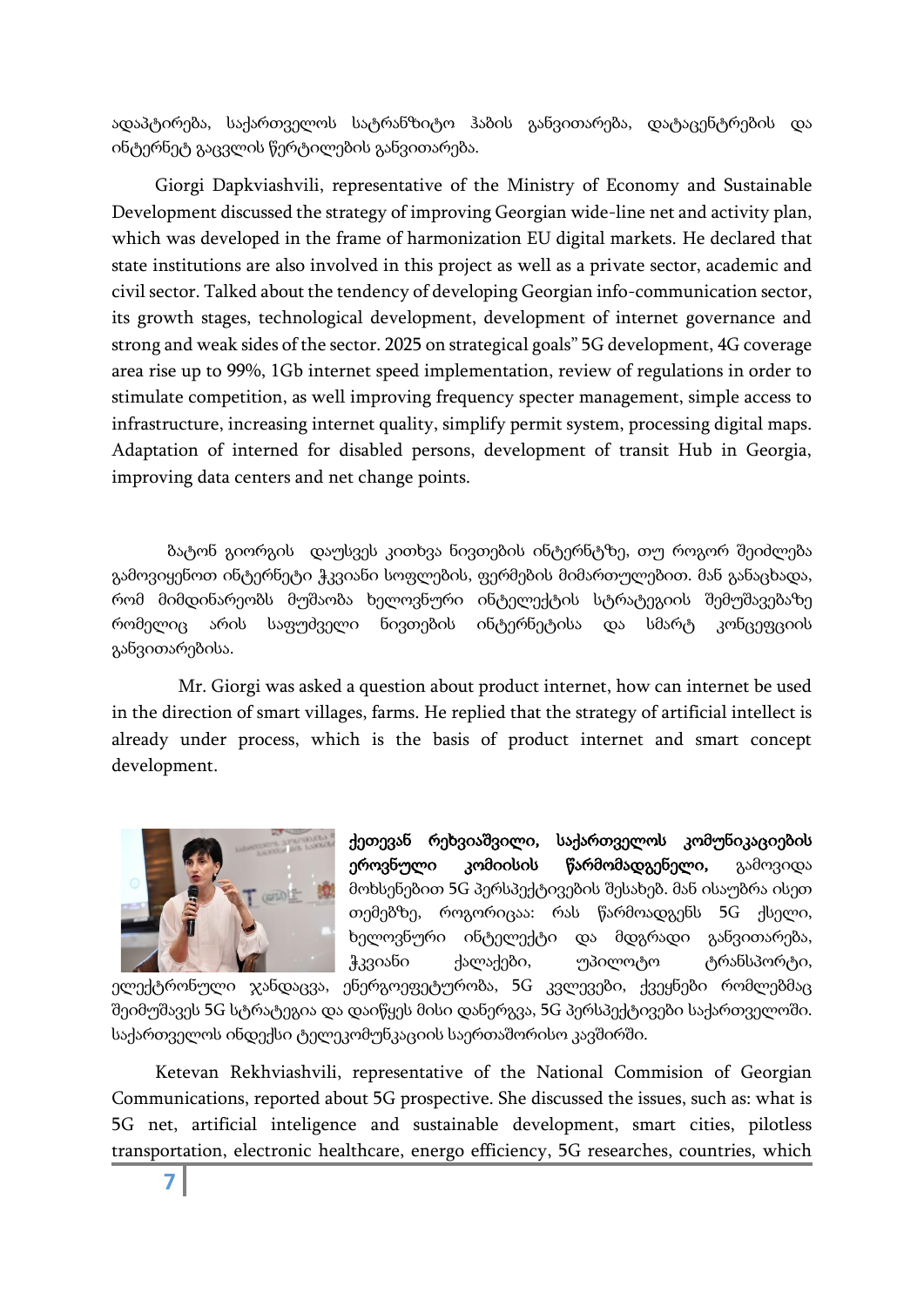ადაპტირება, საქართველოს სატრანზიტო ჰაბის განვითარება, დატაცენტრების და ინტერნეტ გაცვლის წერტილების განვითარება.

Giorgi Dapkviashvili, representative of the Ministry of Economy and Sustainable Development discussed the strategy of improving Georgian wide-line net and activity plan, which was developed in the frame of harmonization EU digital markets. He declared that state institutions are also involved in this project as well as a private sector, academic and civil sector. Talked about the tendency of developing Georgian info-communication sector, its growth stages, technological development, development of internet governance and strong and weak sides of the sector. 2025 on strategical goals" 5G development, 4G coverage area rise up to 99%, 1Gb internet speed implementation, review of regulations in order to stimulate competition, as well improving frequency specter management, simple access to infrastructure, increasing internet quality, simplify permit system, processing digital maps. Adaptation of interned for disabled persons, development of transit Hub in Georgia, improving data centers and net change points.

ბატონ გიორგის დაუსვეს კითხვა ნივთების ინტერნტზე, თუ როგორ შეიძლება გამოვიყენოთ ინტერნეტი ჭკვიანი სოფლების, ფერმების მიმართულებით. მან განაცხადა, რომ მიმდინარეობს მუშაობა ხელოვნური ინტელექტის სტრატეგიის შემუშავებაზე რომელიც არის საფუძველი ნივთების ინტერნეტისა და სმარტ კონცეფციის განვითარებისა.

Mr. Giorgi was asked a question about product internet, how can internet be used in the direction of smart villages, farms. He replied that the strategy of artificial intellect is already under process, which is the basis of product internet and smart concept development.

**ქეთევან რეხვიაშვილი, საქართველოს კომუნიკაციების ეროვნული კომიისის წარმომადგენელი,** გამოვიდა მოხსენებით 5G პერსპექტივების შესახებ. მან ისაუბრა ისეთ თემებზე, როგორიცაა: რას წარმოადგენს 5G ქსელი, ხელოვნური ინტელექტი და მდგრადი განვითარება, ჭკვიანი ქალაქები, უპილოტო ტრანსპორტი, ელექტრონული ჯანდაცვა, ენერგოეფეტურობა, 5G კვლევები, ქვეყნები რომლებმაც შეიმუშავეს 5G სტრატეგია და დაიწყეს მისი დანერგვა, 5G პერსპექტივები საქართველოში. საქართველოს ინდექსი ტელეკომუნკაციის საერთაშორისო კავშირში.

Ketevan Rekhviashvili, representative of the National Commision of Georgian Communications, reported about 5G prospective. She discussed the issues, such as: what is 5G net, artificial inteligence and sustainable development, smart cities, pilotless transportation, electronic healthcare, energo efficiency, 5G researches, countries, which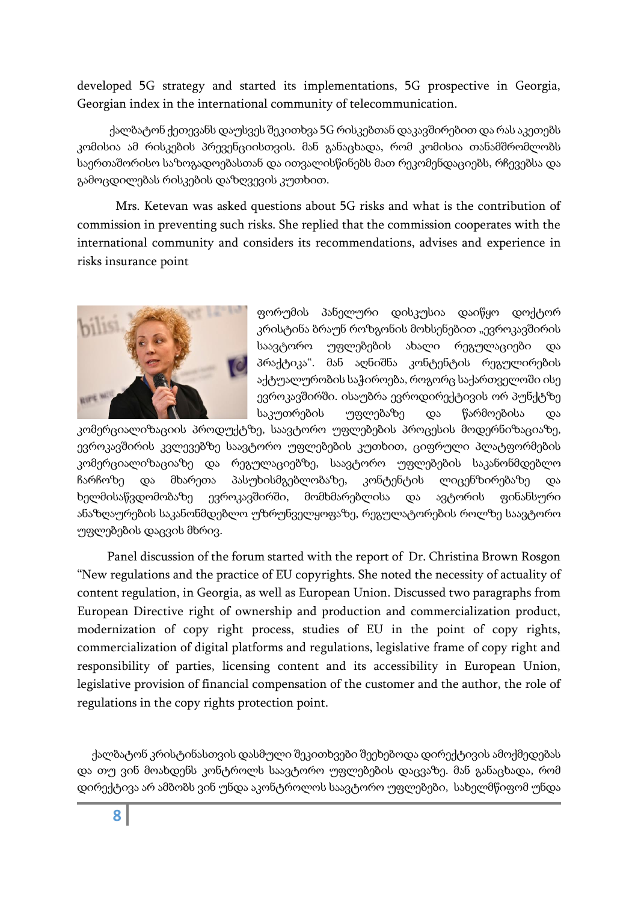developed 5G strategy and started its implementations, 5G prospective in Georgia, Georgian index in the international community of telecommunication.

ქალბატონ ქეთევანს დაუსვეს შეკითხვა 5G რისკებთან დაკავშირებით და რას აკეთებს კომისია ამ რისკების პრევენციისთვის. მან განაცხადა, რომ კომისია თანამშრომლობს საერთაშორისო საზოგადოებასთან და ითვალისწინებს მათ რეკომენდაციებს, რჩევებსა და გამოცდილებას რისკების დაზღვევის კუთხით.

Mrs. Ketevan was asked questions about 5G risks and what is the contribution of commission in preventing such risks. She replied that the commission cooperates with the international community and considers its recommendations, advises and experience in risks insurance point

ფორუმის პანელური დისკუსია დაიწყო დოქტორ კრისტინა ბრაუნ როზგონის მოხსენებით „ევროკავშირის საავტორო უფლებების ახალი რეგულაციები და პრაქტიკა". მან აღნიშნა კონტენტის რეგულირების აქტუალურობის საჭიროება, როგორც საქართველოში ისე ევროკავშირში. ისაუბრა ევროდირექტივის ორ პუნქტზე საკუთრების უფლებაზე და წარმოებისა და კომერციალიზაციის პროდუქტზე, საავტორო უფლებების პროცესის მოდერნიზაციაზე, ევროკავშირის კვლევებზე საავტორო უფლებების კუთხით, ციფრული პლატფორმების კომერციალიზაციაზე და რეგულაციებზე, საავტორო უფლებების საკანონმდებლო ჩარჩოზე და მხარეთა პასუხისმგებლობაზე, კონტენტის ლიცენზირებაზე და ხელმისაწვდომობაზე ევროკავშირში, მომხმარებლისა და ავტორის ფინანსური ანაზღაურების საკანონმდებლო უზრუნველყოფაზე, რეგულატორების როლზე საავტორო უფლებების დაცვის მხრივ.

Panel discussion of the forum started with the report of Dr. Christina Brown Rosgon "New regulations and the practice of EU copyrights. She noted the necessity of actuality of content regulation, in Georgia, as well as European Union. Discussed two paragraphs from European Directive right of ownership and production and commercialization product, modernization of copy right process, studies of EU in the point of copy rights, commercialization of digital platforms and regulations, legislative frame of copy right and responsibility of parties, licensing content and its accessibility in European Union, legislative provision of financial compensation of the customer and the author, the role of regulations in the copy rights protection point.

ქალბატონ კრისტინასთვის დასმული შეკითხვები შეეხებოდა დირექტივის ამოქმედებას და თუ ვინ მოახდენს კონტროლს საავტორო უფლებების დაცვაზე. მან განაცხადა, რომ დირექტივა არ ამბობს ვინ უნდა აკონტროლოს საავტორო უფლებები, სახელმწიფომ უნდა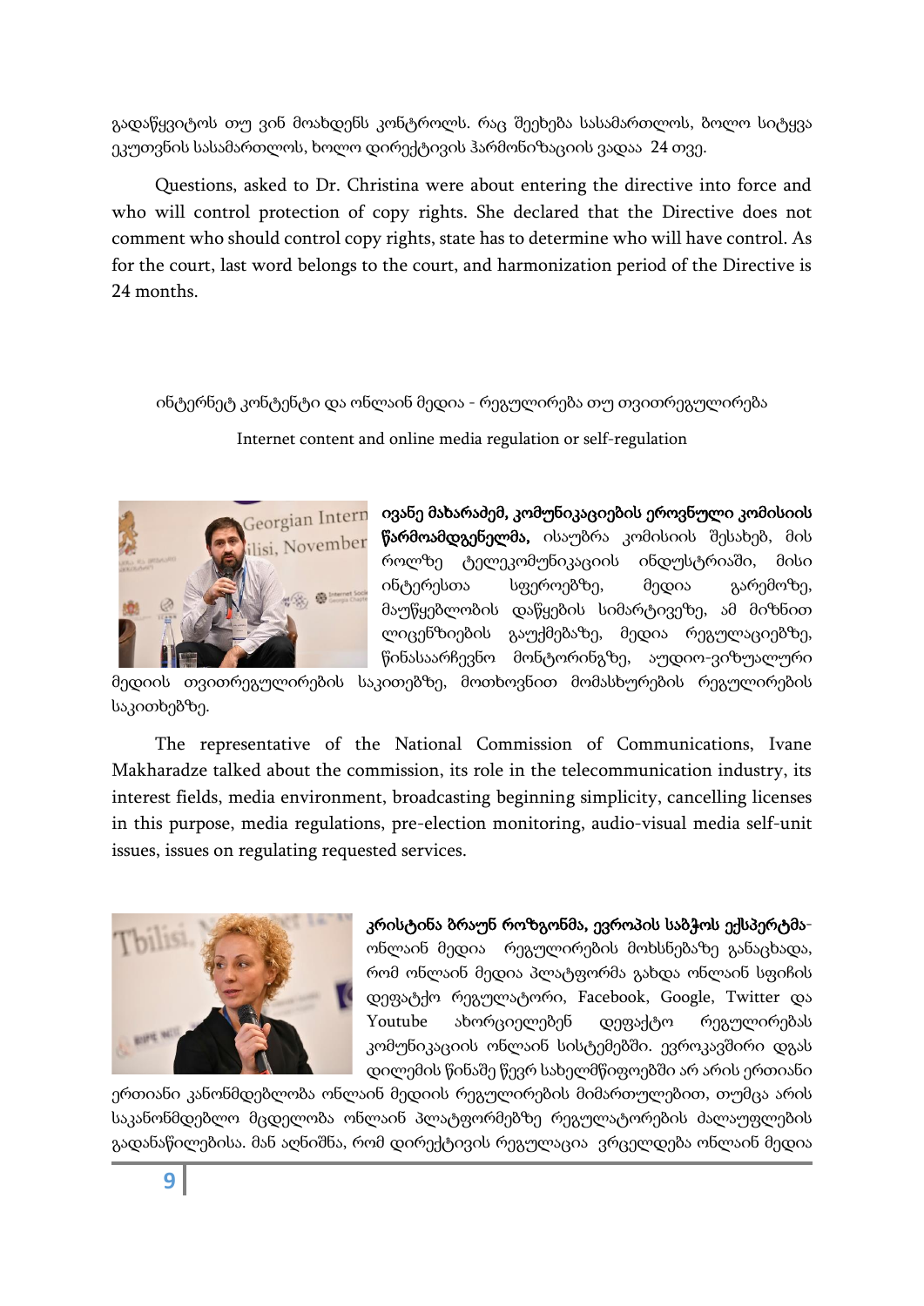გადაწყვიტოს თუ ვინ მოახდენს კონტროლს. რაც შეეხება სასამართლოს, ბოლო სიტყვა ეკუთვნის სასამართლოს, ხოლო დირექტივის ჰარმონიზაციის ვადაა 24 თვე.

Questions, asked to Dr. Christina were about entering the directive into force and who will control protection of copy rights. She declared that the Directive does not comment who should control copy rights, state has to determine who will have control. As for the court, last word belongs to the court, and harmonization period of the Directive is 24 months.

ინტერნეტ კონტენტი და ონლაინ მედია - რეგულირება თუ თვითრეგულირება

Internet content and online media regulation or self-regulation

**ივანე მახარაძემ, კომუნიკაციების ეროვნული კომისიის წარმოამდგენელმა,** ისაუბრა კომისიის შესახებ, მის როლზე ტელეკომუნიკაციის ინდუსტრიაში, მისი ინტერესთა სფეროებზე, მედია გარემოზე, მაუწყებლობის დაწყების სიმარტივეზე, ამ მიზნით ლიცენზიების გაუქმებაზე, მედია რეგულაციებზე, წინასაარჩევნო მონტორინგზე, აუდიო-ვიზუალური მედიის თვითრეგულირების საკითებზე, მოთხოვნით მომასხურების რეგულირების საკითხებზე.

The representative of the National Commission of Communications, Ivane Makharadze talked about the commission, its role in the telecommunication industry, its interest fields, media environment, broadcasting beginning simplicity, cancelling licenses in this purpose, media regulations, pre-election monitoring, audio-visual media self-unit issues, issues on regulating requested services.

**კრისტინა ბრაუნ როზგონმა, ევროპის საბჭოს ექსპერტმა**- ონლაინ მედია რეგულირების მოხსნებაზე განაცხადა, რომ ონლაინ მედია პლატფორმა გახდა ონლაინ სფეჩის დეფატქო რეგულატორი, Facebook, Google, Twitter და Youtube ახორციელებენ დეფაქტო რეგულირებას კომუნიკაციის ონლაინ სისტემებში. ევროკავშირი დგას დილემის წინაშე წევრ სახელმწიფოებში არ არის ერთიანი ერთიანი კანონმდებლობა ონლაინ მედიის რეგულირების მიმართულებით, თუმცა არის საკანონმდებლო მცდელობა ონლაინ პლატფორმებზე რეგულატორების ძალაუფლების გადანაწილებისა. მან აღნიშნა, რომ დირექტივის რეგულაცია ვრცელდება ონლაინ მედია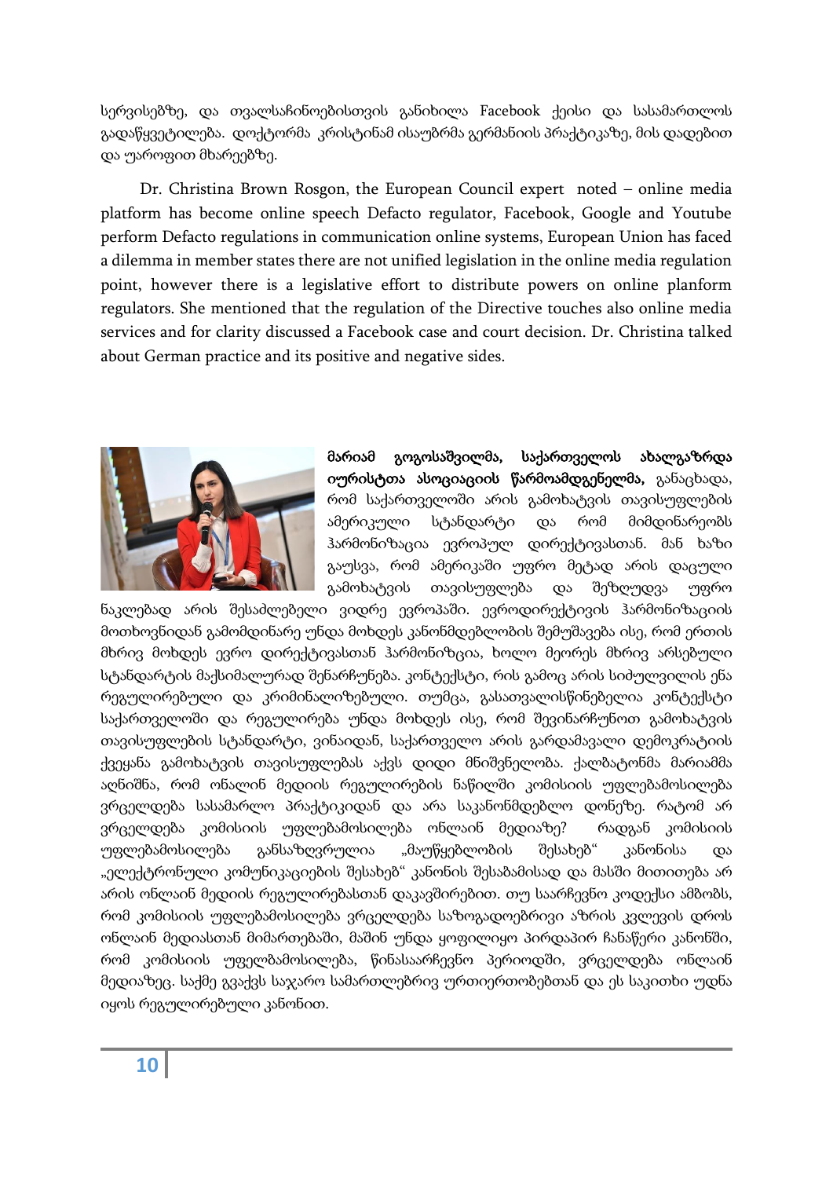სერვისებზე, და თვალსაჩინოებისთვის განიხილა Facebook ქეისი და სასამართლოს გადაწყვეტილება. დოქტორმა კრისტინამ ისაუბრმა გერმანიის პრაქტიკაზე, მის დადებით და უარყოფით მხარეებზე.

Dr. Christina Brown Rosgon, the European Council expert noted – online media platform has become online speech Defacto regulator, Facebook, Google and Youtube perform Defacto regulations in communication online systems, European Union has faced a dilemma in member states there are not unified legislation in the online media regulation point, however there is a legislative effort to distribute powers on online planform regulators. She mentioned that the regulation of the Directive touches also online media services and for clarity discussed a Facebook case and court decision. Dr. Christina talked about German practice and its positive and negative sides.

**მარიამ გოგოსაშვილმა, საქართველოს ახალგაზრდა იურისტთა ასოციაციის წარმომადგენელმა,** განაცხადა, რომ საქართველოში არის გამოხატვის თავისუფლების ამერიკული სტანდარტი და რომ მიმდინარეობს ჰარმონიზაცია ევროპულ დირექტივასთან. მან ხაზი გაუსვა, რომ ამერიკაში უფრო მეტად არის დაცული გამოხატვის თავისუფლება და შეზღუდვა უფრო ნაკლებად არის შესაძლებელი ვიდრე ევროპაში. ევროდირექტივის ჰარმონიზაციის მოთხოვნიდან გამომდინარე უნდა მოხდეს კანონმდებლობის შემუშავება ისე, რომ ერთის მხრივ მოხდეს ევრო დირექტივასთან ჰარმონიზაცია, ხოლო მეორეს მხრივ არსებული სტანდარტის მაქსიმალურად შენარჩუნება. კონტექსტი, რის გამოც არის სიძულვილის ენა რეგულირებული და კრიმინალიზებული. თუმცა, გასათვალისწინებელია კონტექსტი საქართველოში და რეგულირება უნდა მოხდეს ისე, რომ შევინარჩუნოთ გამოხატვის თავისუფლების სტანდარტი, ვინაიდან, საქართველო არის გარდამავალი დემოკრატიის ქვეყანა გამოხატვის თავისუფლებას აქვს დიდი მნიშვნელობა. ქალბატონმა მარიამმა აღნიშნა, რომ ონალინ მედიის რეგულირების ნაწილში კომისიის უფლებამოსილება ვრცელდება სასამარლო პრაქტიკიდან და არა საკანონმდებლო დონეზე. რატომ არ ვრცელდება კომისიის უფლებამოსილება ონლაინ მედიაზე? რადგან კომისიის უფლებამოსილება განსაზღვრულია „მაუწყებლობის შესახებ" კანონისა და „ელექტრონული კომუნიკაციების შესახებ" კანონის შესაბამისად და მასში მითითება არ არის ონლაინ მედიის რეგულირებასთან დაკავშირებით. თუ საარჩევნო კოდექსი ამბობს, რომ კომისიის უფლებამოსილება ვრცელდება საზოგადოებრივი აზრის კვლევის დროს ონლაინ მედიასთან მიმართებაში, მაშინ უნდა ყოფილიყო პირდაპირ ჩანაწერი კანონში, რომ კომისიის უფელბამოსილება, წინასაარჩევნო პერიოდში, ვრცელდება ონლაინ მედიაზეც. საქმე გვაქვს საჯარო სამართლებრივ ურთიერთობებთან და ეს საკითხი უდნა იყოს რეგულირებული კანონით.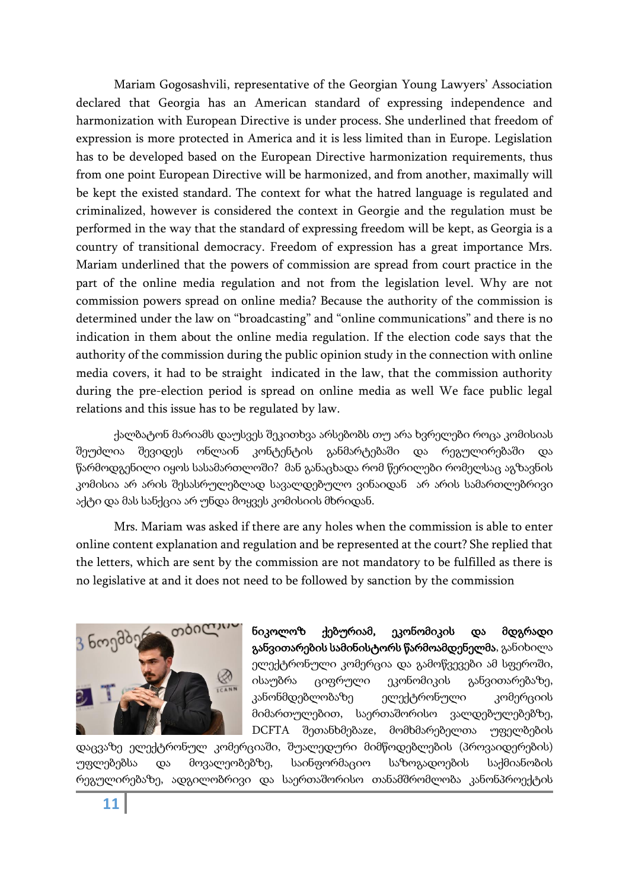Mariam Gogosashvili, representative of the Georgian Young Lawyers' Association declared that Georgia has an American standard of expressing independence and harmonization with European Directive is under process. She underlined that freedom of expression is more protected in America and it is less limited than in Europe. Legislation has to be developed based on the European Directive harmonization requirements, thus from one point European Directive will be harmonized, and from another, maximally will be kept the existed standard. The context for what the hatred language is regulated and criminalized, however is considered the context in Georgie and the regulation must be performed in the way that the standard of expressing freedom will be kept, as Georgia is a country of transitional democracy. Freedom of expression has a great importance Mrs. Mariam underlined that the powers of commission are spread from court practice in the part of the online media regulation and not from the legislation level. Why are not commission powers spread on online media? Because the authority of the commission is determined under the law on "broadcasting" and "online communications" and there is no indication in them about the online media regulation. If the election code says that the authority of the commission during the public opinion study in the connection with online media covers, it had to be straight indicated in the law, that the commission authority during the pre-election period is spread on online media as well We face public legal relations and this issue has to be regulated by law.

ქალბატონ მარიამს დაუსვეს შეკითხვა არსებობს თუ არა ხვრელები როცა კომისიას შეუძლია შევიდეს ონლაინ კონტენტის განმარტებაში და რეგულირებაში და წარმოდგენილი იყოს სასამართლოში? მან განაცხადა რომ წერილები რომელსაც აგზავნის კომისია არ არის შესასრულებლად სავალდებულო ვინაიდან არ არის სამართლებრივი აქტი და მას სანქცია არ უნდა მოყვეს კომისიის მხრიდან.

Mrs. Mariam was asked if there are any holes when the commission is able to enter online content explanation and regulation and be represented at the court? She replied that the letters, which are sent by the commission are not mandatory to be fulfilled as there is no legislative at and it does not need to be followed by sanction by the commission

**ნიკოლოზ ქებურიამ, ეკონომიკის და მდგრადი განვითარების სამინისტორს წარმოამდენელმა**, განიხილა ელექტრონული კომერცია და გამოწვევები ამ სფეროში, ისაუბრა ციფრული ეკონომიკის განვითარებაზე, კანონმდებლობაზე ელექტრონული კომერციის მიმართულებით, საერთაშორისო ვალდებულებებზე, DCFTA შეთანხმებაze, მომხმარებელთა უფლებების დაცვაზე ელექტრონულ კომერციაში, შუალედური მიმწოდებლების (პროვაიდერების) უფლებებსა და მოვალეობებზე, საინფორმაციო საზოგადოების საქმიანობის რეგულირებაზე, ადგილობრივი და საერთაშორისო თანამშრომლობა კანონპროექტის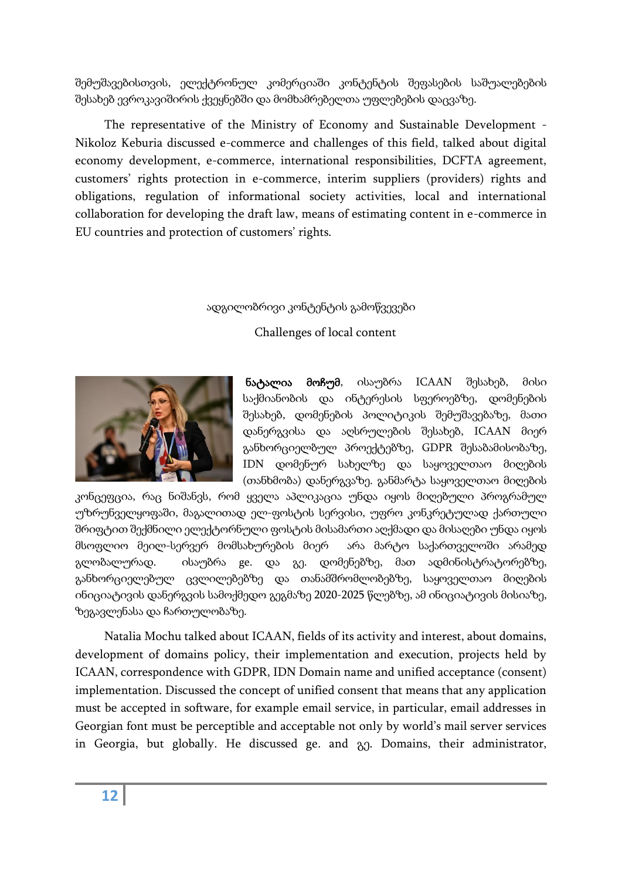შემუშავებისთვის, ელექტრონულ კომერციაში კონტენტის შეფასების საშუალებების შესახებ ევროკავშირის ქვეყნებში და მომხამრებელთა უფლებების დაცვაზე.

The representative of the Ministry of Economy and Sustainable Development - Nikoloz Keburia discussed e-commerce and challenges of this field, talked about digital economy development, e-commerce, international responsibilities, DCFTA agreement, customers' rights protection in e-commerce, interim suppliers (providers) rights and obligations, regulation of informational society activities, local and international collaboration for developing the draft law, means of estimating content in e-commerce in EU countries and protection of customers' rights.

ადგილობრივი კონტენტის გამოწვევები

Challenges of local content

**ნატალია მოჩუმ**, ისაუბრა ICAAN შესახებ, მისი საქმიანობის და ინტერესის სფეროებზე, დომენების შესახებ, დომენების პოლიტიკის შემუშავებაზე, მათი დანერგვისა და აღსრულების შესახებ, ICAAN მიერ განხორციელბულ პროექტებზე, GDPR შესაბამისობაზე, IDN დომენურ სახელზე და საყოველთაო მიღების (თანხმობა) დანერგვაზე. განმარტა საყოველთაო მიღების კონცეფცია, რაც ნიშანვს, რომ ყველა აპლიკაცია უნდა იყოს მიღებული პროგრამულ უზრუნველყოფაში, მაგალითად ელ-ფოსტის სერვისი, უფრო კონკრეტულად ქართული შრიფტით შექმნილი ელექტორნული ფოსტის მისამართი აღქმადი და მისაღები უნდა იყოს მსოფლიო მეილ-სერვერ მომსახურების მიერ არა მარტო საქართველოში არამედ გლობალურად. ისაუბრა ge. და გე. დომენებზე, მათ ადმინისტრატორებზე, განხორციელებულ ცვლილებებზე და თანამშრომლობებზე, საყოველთაო მიღების ინიციატივის დანერგვის სამოქმედო გეგმაზე 2020-2025 წლებზე, ამ ინიციატივის მისიაზე, ზეგავლენასა და ჩართულობაზე.

Natalia Mochu talked about ICAAN, fields of its activity and interest, about domains, development of domains policy, their implementation and execution, projects held by ICAAN, correspondence with GDPR, IDN Domain name and unified acceptance (consent) implementation. Discussed the concept of unified consent that means that any application must be accepted in software, for example email service, in particular, email addresses in Georgian font must be perceptible and acceptable not only by world's mail server services in Georgia, but globally. He discussed ge. and გე. Domains, their administrator,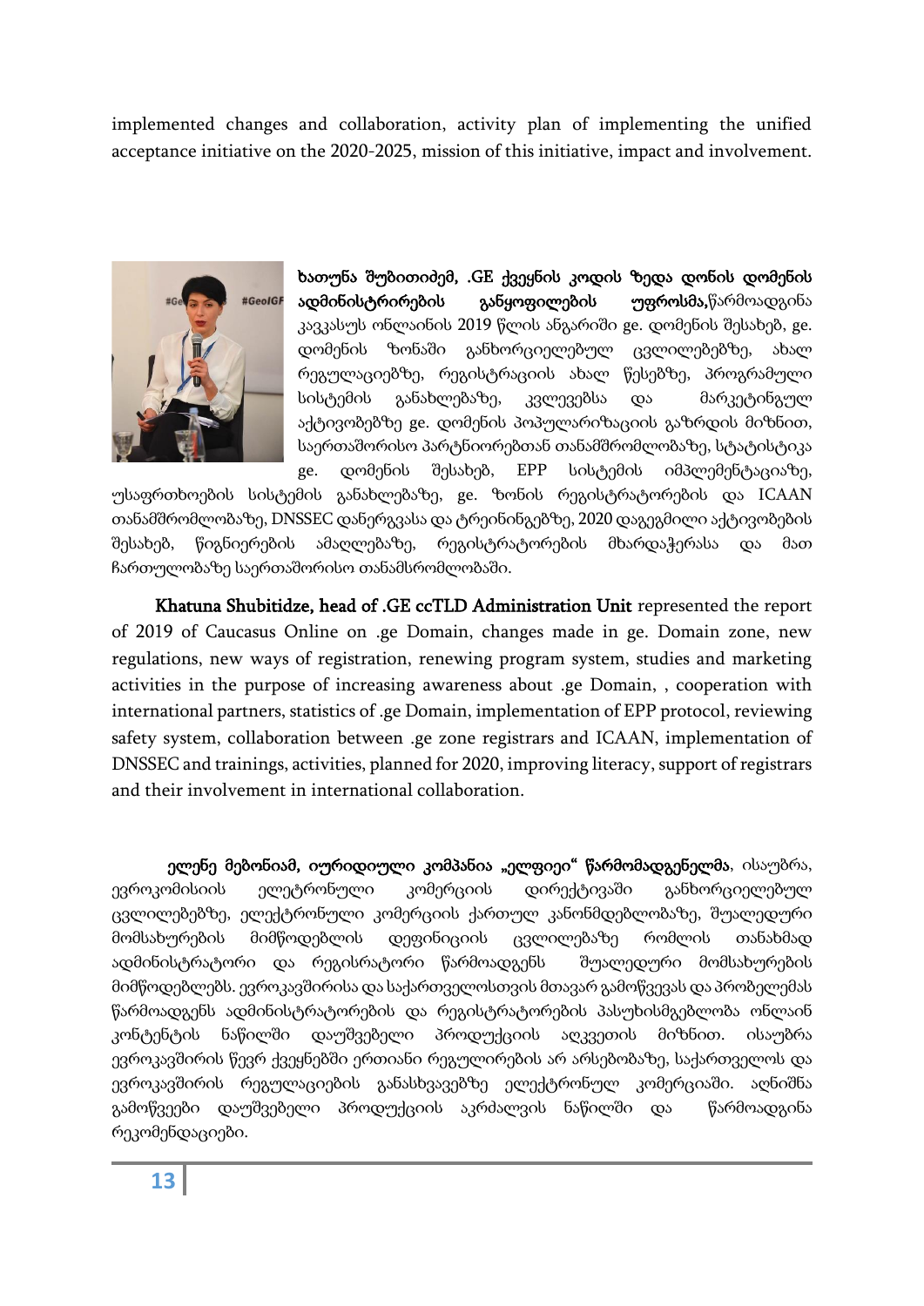implemented changes and collaboration, activity plan of implementing the unified acceptance initiative on the 2020-2025, mission of this initiative, impact and involvement.

**ხათუნა შუბითიძემ, .GE ქვეყნის კოდის ზედა დონის დომენის ადმინისტრირების განყოფილების უფროსმა,** წარმოადგინა კავკასუს ონლაინის 2019 წლის ანგარიში ge. დომენის შესახებ, ge. დომენის ზონაში განხორციელებულ ცვლილებებზე, ახალ რეგულაციებზე, რეგისტრაციის ახალ წესებზე, პროგრამული სისტემის განახლებაზე, კვლევებსა და მარკეტინგულ აქტივობებზე ge. დომენის პოპულარიზაციის გაზრდის მიზნით, საერთაშორისო პარტნიორებთან თანამშრომლობაზე, სტატისტიკა ge. დომენის შესახებ, EPP სისტემის იმპლემენტაციაზე, უსაფრთხოების სისტემის განახლებაზე, ge. ზონის რეგისტრატორების და ICAAN თანამშრომლობაზე, DNSSEC დანერგვასა და ტრეინინგებზე, 2020 დაგეგმილი აქტივობების შესახებ, წიგნიერების ამაღლებაზე, რეგისტრატორების მხარდაჭერასა და მათ ჩართულობაზე საერთაშორისო თანამსრომლობაში.

**Khatuna Shubitidze, head of .GE ccTLD Administration Unit** represented the report of 2019 of Caucasus Online on .ge Domain, changes made in ge. Domain zone, new regulations, new ways of registration, renewing program system, studies and marketing activities in the purpose of increasing awareness about .ge Domain, , cooperation with international partners, statistics of .ge Domain, implementation of EPP protocol, reviewing safety system, collaboration between .ge zone registrars and ICAAN, implementation of DNSSEC and trainings, activities, planned for 2020, improving literacy, support of registrars and their involvement in international collaboration.

**ელენე მებონიამ, იურიდიული კომპანია „ელფიეი" წარმომადგენელმა**, ისაუბრა, ევროკომისიის ელეტრონული კომერციის დირექტივაში განხორციელებულ ცვლილებებზე, ელექტრონული კომერციის ქართულ კანონმდებლობაზე, შუალედური მომსახურების მიმწოდებლის დეფინიციის ცვლილებაზე რომლის თანახმად ადმინისტრატორი და რეგისრატორი წარმოადგენს შუალედური მომსახურების მიმწოდებლებს. ევროკავშირისა და საქართველოსთვის მთავარ გამოწვევას და პრობელემას წარმოადგენს ადმინისტრატორების და რეგისტრატორების პასუხისმგებლობა ონლაინ კონტენტის ნაწილში დაუშვებელი პროდუქციის აღკვეთის მიზნით. ისაუბრა ევროკავშირის წევრ ქვეყნებში ერთიანი რეგულირების არ არსებობაზე, საქართველოს და ევროკავშირის რეგულაციების განასხვავებზე ელექტრონულ კომერციაში. აღნიშნა გამოწვევები დაუშვებელი პროდუქციის აკრძალვის ნაწილში და წარმოადგინა რეკომენდაციები.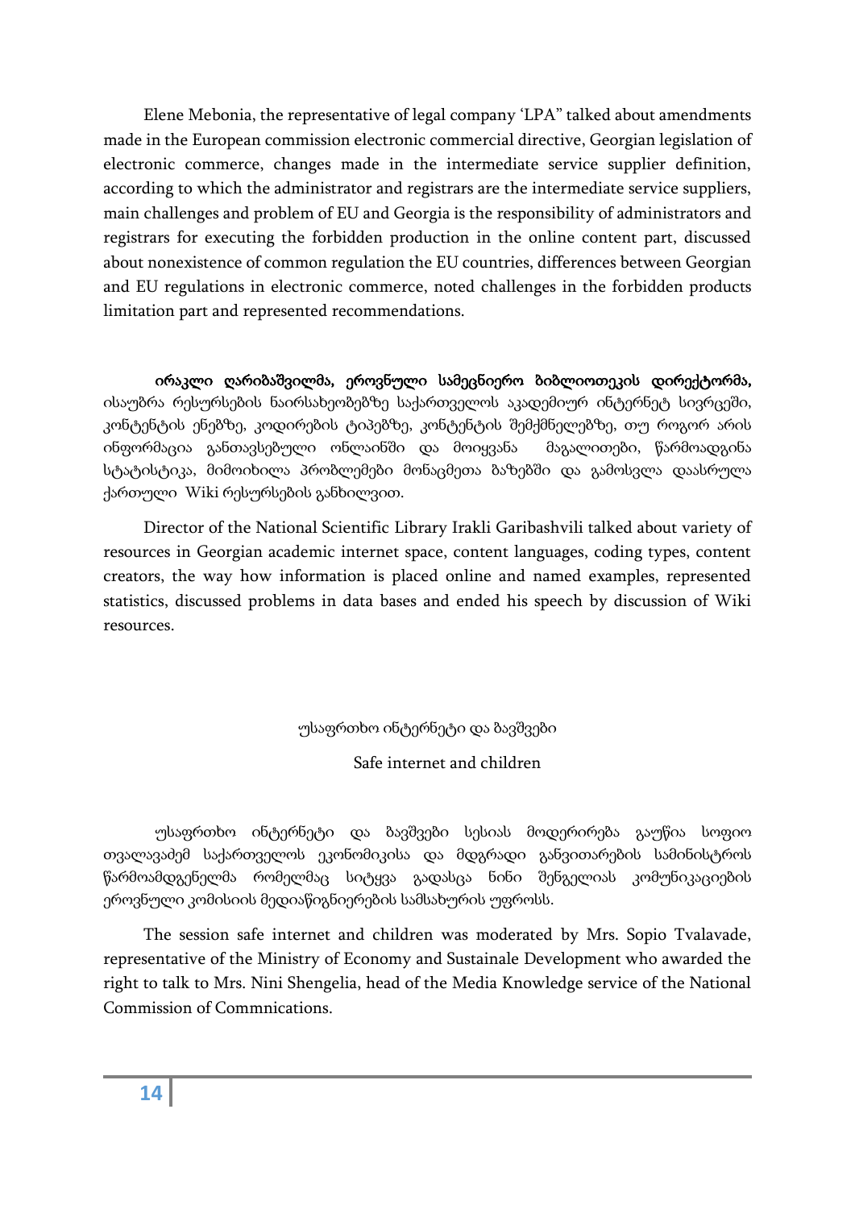Elene Mebonia, the representative of legal company 'LPA" talked about amendments made in the European commission electronic commercial directive, Georgian legislation of electronic commerce, changes made in the intermediate service supplier definition, according to which the administrator and registrars are the intermediate service suppliers, main challenges and problem of EU and Georgia is the responsibility of administrators and registrars for executing the forbidden production in the online content part, discussed about nonexistence of common regulation the EU countries, differences between Georgian and EU regulations in electronic commerce, noted challenges in the forbidden products limitation part and represented recommendations.

**ირაკლი ღარიბაშვილმა, ეროვნული სამეცნიერო ბიბლიოთეკის დირექტორმა,** ისაუბრა რესურსების ნაირსახეობებზე საქართველოს აკადემიურ ინტერნეტ სივრცეში, კონტენტის ენებზე, კოდირების ტიპებზე, კონტენტის შემქმნელებზე, თუ როგორ არის ინფორმაცია განთავსებული ონლაინში და მოიყვანა მაგალითები, წარმოადგინა სტატისტიკა, მიმოიხილა პრობლემები მონაცმეთა ბაზებში და გამოსვლა დაასრულა ქართული Wiki რესურსების განხილვით.

Director of the National Scientific Library Irakli Garibashvili talked about variety of resources in Georgian academic internet space, content languages, coding types, content creators, the way how information is placed online and named examples, represented statistics, discussed problems in data bases and ended his speech by discussion of Wiki resources.

## უსაფრთხო ინტერნეტი და ბავშვები

## Safe internet and children

უსაფრთხო ინტერნეტი და ბავშვები სესიას მოდერირება გაუწია სოფიო თვალავაძემ საქართველოს ეკონომიკისა და მდგრადი განვითარების სამინისტროს წარმოამდგენელმა რომელმაც სიტყვა გადასცა ნინი შენგელიას კომუნიკაციების ეროვნული კომისიის მედიაწიგნიერების სამსახურის უფროსს.

The session safe internet and children was moderated by Mrs. Sopio Tvalavade, representative of the Ministry of Economy and Sustainale Development who awarded the right to talk to Mrs. Nini Shengelia, head of the Media Knowledge service of the National Commission of Commnications.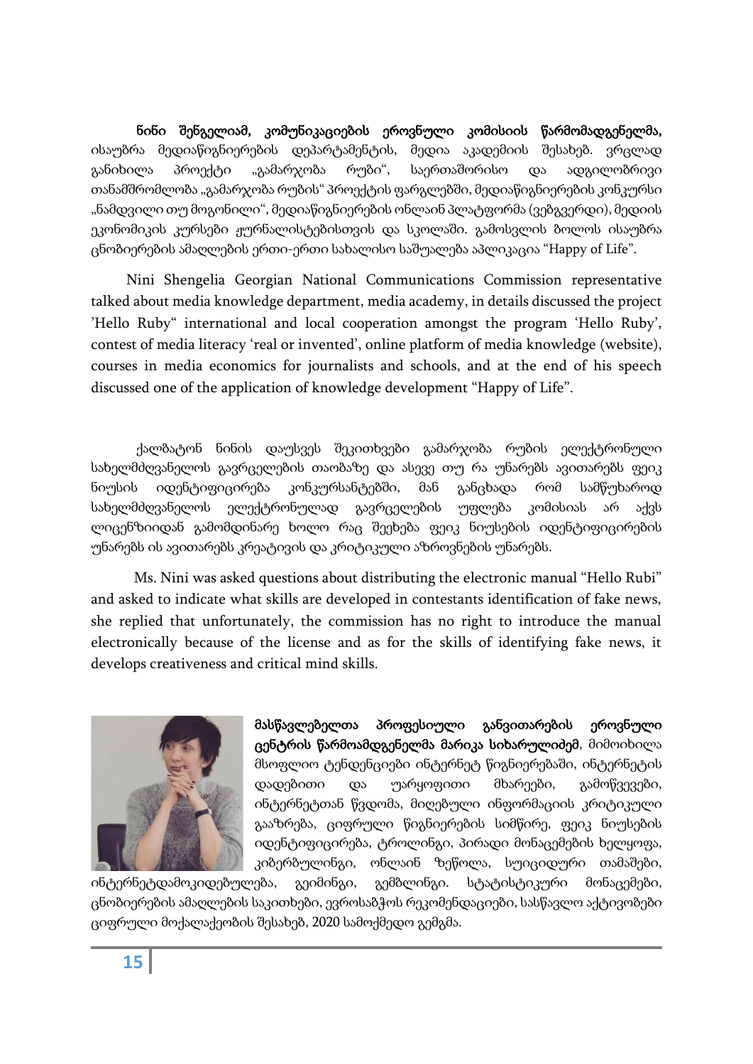**ნინი შენგელიამ, კომუნიკაციების ეროვნული კომისიის წარმომადგენელმა,** ისაუბრა მედიაწიგნიერების დეპარტამენტის, მედია აკადემიის შესახებ. ვრცლად განიხილა პროექტი „გამარჯობა რუბი", საერთაშორისო და ადგილობრივი თანამშრომლობა „გამარჯობა რუბის" პროექტის ფარგლებში, მედიაწიგნიერების კონკურსი „ნამდვილი თუ მოგონილი", მედიაწიგნიერების ონლაინ პლატფორმა (ვებგვერდი), მედიის ეკონომიკის კურსები ჟურნალისტებისთვის და სკოლაში. გამოსვლის ბოლოს ისაუბრა ცნობიერების ამაღლების ერთი-ერთი სახალისო საშუალება აპლიკაცია "Happy of Life".

Nini Shengelia Georgian National Communications Commission representative talked about media knowledge department, media academy, in details discussed the project 'Hello Ruby" international and local cooperation amongst the program 'Hello Ruby', contest of media literacy 'real or invented', online platform of media knowledge (website), courses in media economics for journalists and schools, and at the end of his speech discussed one of the application of knowledge development "Happy of Life".

ქალბატონ ნინის დაუსვეს შეკითხვები გამარჯობა რუბის ელექტრონული სახელმძღვანელოს გავრცელების თაობაზე და ასევე თუ რა უნარებს ავითარებს ფეიკ ნიუსის იდენტიფიცირება კონკურსანტებში, მან განცხადა რომ სამწუხაროდ სახელმძღვანელოს ელექტრონულად გავრცელების უფლება კომისიას არ აქვს ლიცენზიიდან გამომდინარე ხოლო რაც შეეხება ფეიკ ნიუსების იდენტიფიცირების უნარებს ის ავითარებს კრეატივის და კრიტიკული აზროვნების უნარებს.

Ms. Nini was asked questions about distributing the electronic manual "Hello Rubi" and asked to indicate what skills are developed in contestants identification of fake news, she replied that unfortunately, the commission has no right to introduce the manual electronically because of the license and as for the skills of identifying fake news, it develops creativeness and critical mind skills.

**მასწავლებელთა პროფესიული განვითარების ეროვნული ცენტრის წარმოამდგენელმა მარიკა სიხარულიძემ**, მიმოიხილა მსოფლიო ტენდენციები ინტერნეტ წიგნიერებაში, ინტერნეტის დადებითი და უარყოფითი მხარეები, გამოწვევები, ინტერნეტთან წვდომა, მიღებული ინფორმაციის კრიტიკული გააზრება, ციფრული წიგნიერების სიმწირე, ფეიკ ნიუსების იდენტიფიცირება, ტროლინგი, პირადი მონაცემების ხელყოფა, კიბერბულინგი, ონლაინ ზეწოლა, სუიციდური თამაშები, ინტერნეტდამოკიდებულება, გეიმინგი, გემბლინგი. სტატისტიკური მონაცემები, ცნობიერების ამაღლების საკითხები, ევროსაბჭოს რეკომენდაციები, სასწავლო აქტივობები ციფრული მოქალაქეობის შესახებ, 2020 სამოქმედო გეგმა.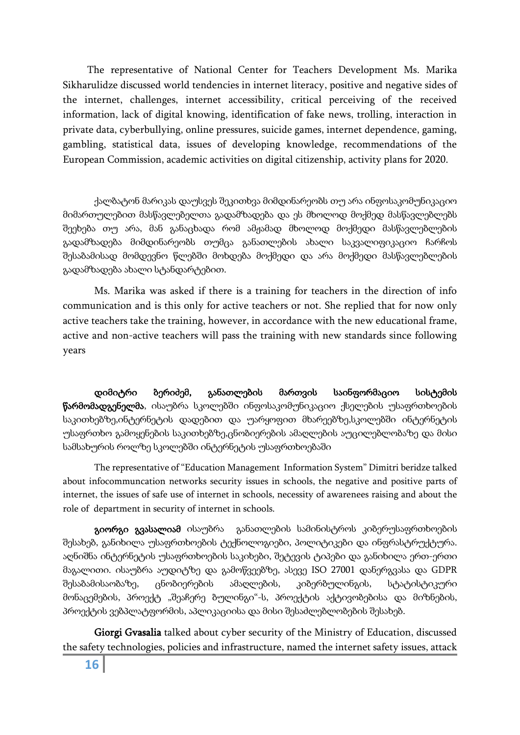The representative of National Center for Teachers Development Ms. Marika Sikharulidze discussed world tendencies in internet literacy, positive and negative sides of the internet, challenges, internet accessibility, critical perceiving of the received information, lack of digital knowing, identification of fake news, trolling, interaction in private data, cyberbullying, online pressures, suicide games, internet dependence, gaming, gambling, statistical data, issues of developing knowledge, recommendations of the European Commission, academic activities on digital citizenship, activity plans for 2020.

ქალბატონ მარიკას დაუსვეს შეკითხვა მიმდინარეობს თუ არა ინფოსაკომუნიკაციო მიმართულებით მასწავლებელთა გადამზადება და ეს მხოლოდ მოქმედ მასწავლებლებს შეეხება თუ არა, მან განაცხადა რომ ამჟამად მხოლოდ მოქმედი მასწავლებლების გადამზადება მიმდინარეობს თუმცა განათლების ახალი საკვალიფიკაციო ჩარჩოს შესაბამისად მომდევნო წლებში მოხდება მოქმედი და არა მოქმედი მასწავლებლების გადამზადება ახალი სტანდარტებით.

Ms. Marika was asked if there is a training for teachers in the direction of info communication and is this only for active teachers or not. She replied that for now only active teachers take the training, however, in accordance with the new educational frame, active and non-active teachers will pass the training with new standards since following years

**დიმიტრი ბერიძემ, განათლების მართვის საინფორმაციო სისტემის წარმომადგენელმა**, ისაუბრა სკოლებში ინფოსაკომუნიკაციო ქსელების უსაფრთხოების საკითხებზე,ინტერნეტის დადებით და უარყოფით მხარეებზე,სკოლებში ინტერნეტის უსაფრთხო გამოყენების საკითხებზე,ცნობიერების ამაღლების აუცილებლობაზე და მისი სამსახურის როლზე სკოლებში ინტერნეტის უსაფრთხოებაში

The representative of "Education Management Information System" Dimitri beridze talked about infocommuncation networks security issues in schools, the negative and positive parts of internet, the issues of safe use of internet in schools, necessity of awarenees raising and about the role of department in security of internet in schools.

**გიორგი გვასალიამ** ისაუბრა განათლების სამინისტროს კიბერუსაფრთხოების შესახებ, განიხილა უსაფრთხოების ტექნოლოგიები, პოლიტიკები და ინფრასტრუქტურა. აღნიშნა ინტერნეტის უსაფრთხოების საკიხები, შეტევის ტიპები და განიხილა ერთ-ერთი მაგალითი. ისაუბრა აუდიტზე და გამოწვევებზე, ასევე ISO 27001 დანერგვასა და GDPR შესაბამისაობაზე, ცნობიერების ამაღლების, კიბერბულინგის, სტატისტიკური მონაცემების, პროექტ „შეაჩერე ბულინგი"-ს, პროექტის აქტივობებისა და მიზნების, პროექტის ვებპლატფორმის, აპლიკაციისა და მისი შესაძლებლობების შესახებ.

**Giorgi Gvasalia** talked about cyber security of the Ministry of Education, discussed the safety technologies, policies and infrastructure, named the internet safety issues, attack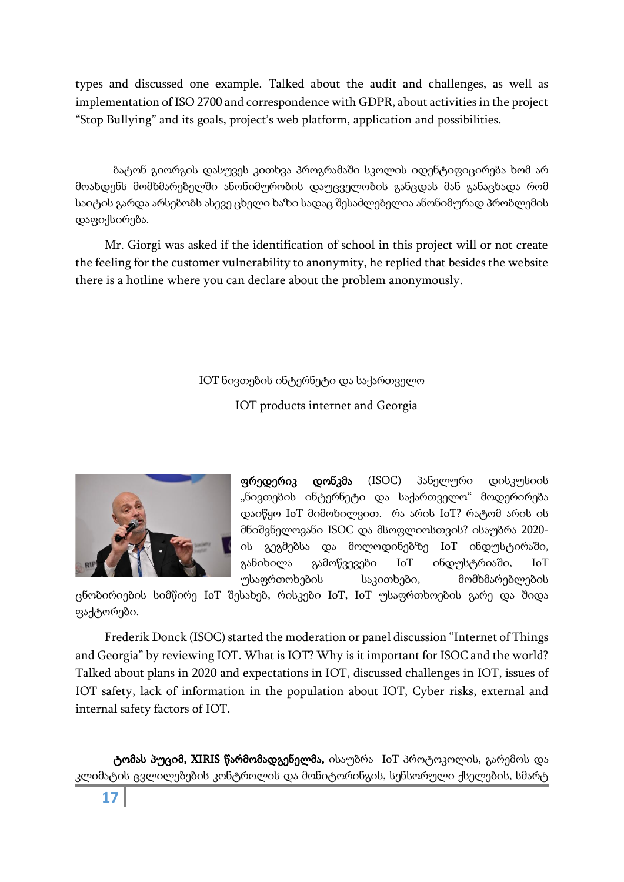types and discussed one example. Talked about the audit and challenges, as well as implementation of ISO 2700 and correspondence with GDPR, about activities in the project "Stop Bullying" and its goals, project's web platform, application and possibilities.

ბატონ გიორგის დასუვეს კითხვა პროგრამაში სკოლის იდენტიფიცირება ხომ არ მოახდენს მომხმარებელში ანონიმურობის დაუცველობის განცდას მან განაცხადა რომ საიტის გარდა არსებობს ასევე ცხელი ხაზი სადაც შესაძლებელია ანონიმურად პრობლემის დაფიქსირება.

Mr. Giorgi was asked if the identification of school in this project will or not create the feeling for the customer vulnerability to anonymity, he replied that besides the website there is a hotline where you can declare about the problem anonymously.

IOT ნივთების ინტერნეტი და საქართველო

IOT products internet and Georgia

**ფრედერიკ დონკმა** (ISOC) პანელური დისკუსიის „ნივთების ინტერნეტი და საქართველო" მოდერირება დაიწყო IoT მიმოხილვით. რა არის IoT? რატომ არის ის მნიშვნელოვანი ISOC და მსოფლიოსთვის? ისაუბრა 2020-ის გეგმებსა და მოლოდინებზე IoT ინდუსტრიაში, განიხილა გამოწვევები IoT ინდუსტრიაში, IoT უსაფრთოხების საკითხები, მომხმარებლების ცნობირიების სიმწირე IoT შესახებ, რისკები IoT, IoT უსაფრთხოების გარე და შიდა ფაქტორები.

Frederik Donck (ISOC) started the moderation or panel discussion "Internet of Things and Georgia" by reviewing IOT. What is IOT? Why is it important for ISOC and the world? Talked about plans in 2020 and expectations in IOT, discussed challenges in IOT, issues of IOT safety, lack of information in the population about IOT, Cyber risks, external and internal safety factors of IOT.

**ტომას პუციმ, XIRIS წარმომადგენელმა,** ისაუბრა IoT პროტოკოლის, გარემოს და კლიმატის ცვლილებების კონტროლის და მონიტორინგის, სენსორული ქსელების, სმარტ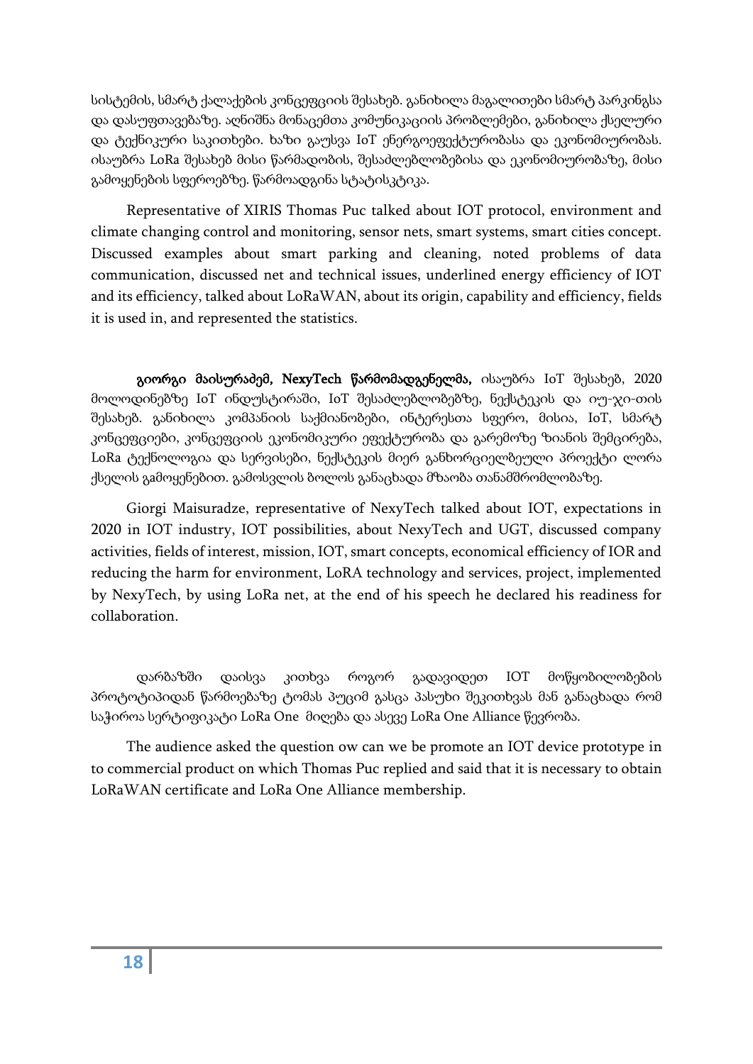სისტემის, სმარტ ქალაქების კონცეფციის შესახებ. განიხილა მაგალითები სმარტ პარკინგსა და დასუფთავებაზე. აღნიშნა მონაცემთა კომუნიკაციის პრობლემები, განიხილა ქსელური და ტექნიკური საკითხები. ხაზი გაუსვა IoT ენერგოეფექტურობასა და ეკონომიურობას. ისაუბრა LoRa შესახებ მისი წარმადობის, შესაძლებლობებისა და ეკონომიურობაზე, მისი გამოყენების სფეროებზე. წარმოადგინა სტატისკტიკა.

Representative of XIRIS Thomas Puc talked about IOT protocol, environment and climate changing control and monitoring, sensor nets, smart systems, smart cities concept. Discussed examples about smart parking and cleaning, noted problems of data communication, discussed net and technical issues, underlined energy efficiency of IOT and its efficiency, talked about LoRaWAN, about its origin, capability and efficiency, fields it is used in, and represented the statistics.

**გიორგი მაისურაძემ, NexyTech წარმომადგენელმა,** ისაუბრა IoT შესახებ, 2020 მოლოდინებზე IoT ინდუსტირაში, IoT შესაძლებლობებზე, ნექსტეკის და იუ-ჯი-თის შესახებ. განიხილა კომპანიის საქმიანობები, ინტერესთა სფერო, მისია, IoT, სმარტ კონცეფციები, კონცეფციის ეკონომიკური ეფექტურობა და გარემოზე ზიანის შემცირება, LoRa ტექნოლოგია და სერვისები, ნექსტეკის მიერ განხორციელებული პროექტი ლორა ქსელის გამოყენებით. გამოსვლის ბოლოს განაცხადა მზაობა თანამშრომლობაზე.

Giorgi Maisuradze, representative of NexyTech talked about IOT, expectations in 2020 in IOT industry, IOT possibilities, about NexyTech and UGT, discussed company activities, fields of interest, mission, IOT, smart concepts, economical efficiency of IOR and reducing the harm for environment, LoRA technology and services, project, implemented by NexyTech, by using LoRa net, at the end of his speech he declared his readiness for collaboration.

დარბაზში დაისვა კითხვა როგორ გადავიდეთ IOT მოწყობილობების პროტოტიპიდან წარმოებაზე ტომას პუციმ გასცა პასუხი შეკითხვას მან განაცხადა რომ საჭიროა სერტიფიკატი LoRa One მიღება და ასევე LoRa One Alliance წევრობა.

The audience asked the question ow can we be promote an IOT device prototype in to commercial product on which Thomas Puc replied and said that it is necessary to obtain LoRaWAN certificate and LoRa One Alliance membership.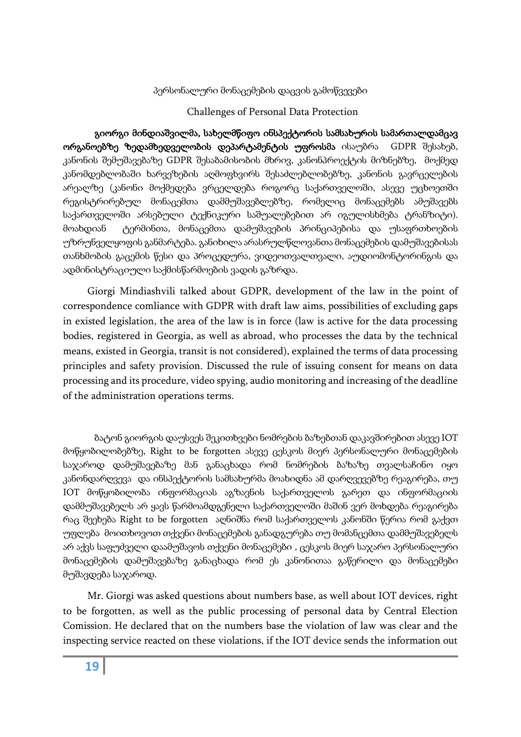პერსონალური მონაცემების დაცვის გამოწვევები

Challenges of Personal Data Protection

**გიორგი მინდიაშვილმა, სახელმწიფო ინსპექტორის სამსახურის სამართალდამცავ ორგანოებზე ზედამხედველობის დეპარტამენტის უფროსმა** ისაუბრა GDPR შესახებ, კანონის შემუშავებაზე GDPR შესაბამისობის მხრივ, კანონპროექტის მიზნებზე, მოქმედ კანომდებლობაში ხარვეზების აღმოფხვირს შესაძლებლობებზე, კანონის გავრცელების არეალზე (კანონი მოქმედება ვრცელდება როგორც საქართველოში, ასევე უცხოეთში რეგისტრირებულ მონაცემთა დამმუშავებლებზე, რომელიც მონაცემებს ამუშავებს საქართველოში არსებული ტექნიკური საშუალებებით არ იგულისხმება ტრანზიტი). მოახდიან ტერმინთა, მონაცემთა დამუშავების პრინციპებისა და უსაფრთხოების უზრუნველყოფის განმარტება. განიხილა არასრულწლოვანთა მონაცემების დამუშავებისას თანხმობის გაცემის წესი და პროცედურა, ვიდეოთვალთვალი, აუდიომონტორინგის და ადმინისტრაციული საქმისწარმოების ვადის გაზრდა.

Giorgi Mindiashvili talked about GDPR, development of the law in the point of correspondence comliance with GDPR with draft law aims, possibilities of excluding gaps in existed legislation, the area of the law is in force (law is active for the data processing bodies, registered in Georgia, as well as abroad, who processes the data by the technical means, existed in Georgia, transit is not considered), explained the terms of data processing principles and safety provision. Discussed the rule of issuing consent for means on data processing and its procedure, video spying, audio monitoring and increasing of the deadline of the administration operations terms.

ბატონ გიორგის დაუსვეს შეკითხვები ნომრების ბაზებთან დაკავშირებით ასევე IOT მოწყობილობებზე, Right to be forgotten ასევე ცესკოს მიერ პერსონალური მონაცემების საჯაროდ დამუშავებაზე მან განაცხადა რომ ნომრების ბაზაზე თვალსაჩინო იყო კანონდარღვევა და ინსპექტორის სამსახურმა მოახდინა ამ დარღვევებზე რეაგირება, თუ IOT მოწყობილობა ინფორმაციას აგზავნის საქართველოს გარეთ და ინფორმაციის დამმუშავებელს არ ყავს წარმოამდგენელი საქართველოში მაშინ ვერ მოხდება რეაგირება რაც შეეხება Right to be forgotten აღნიშნა რომ საქართველოს კანონში წერია რომ გაქვთ უფლება მოითხოვოთ თქვენი მონაცემების განადგურება თუ მომანცემთა დამმუშავებელს არ აქვს საფუძველი დაამუშავოს თქვენი მონაცემები , ცესკოს მიერ საჯარო პერსონალური მონაცემების დამუშავებაზე განაცხადა რომ ეს კანონითაა გაწერილი და მონაცემები მუშავდება საჯაროდ.

Mr. Giorgi was asked questions about numbers base, as well about IOT devices, right to be forgotten, as well as the public processing of personal data by Central Election Comission. He declared that on the numbers base the violation of law was clear and the inspecting service reacted on these violations, if the IOT device sends the information out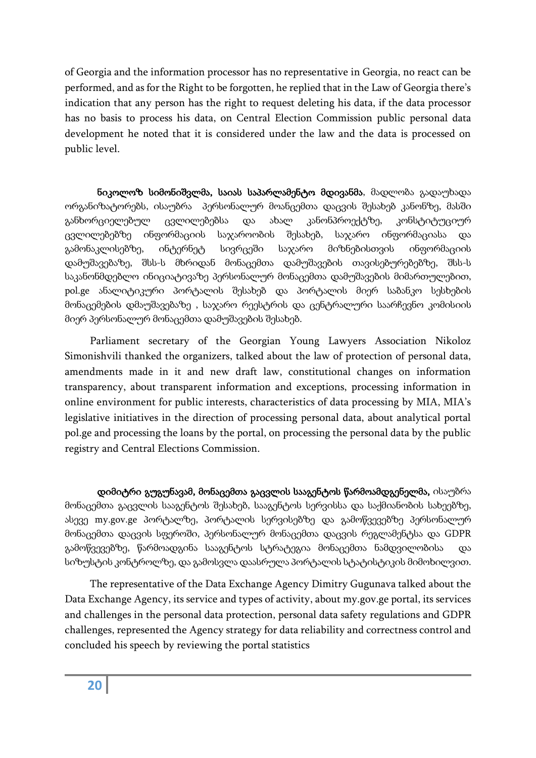of Georgia and the information processor has no representative in Georgia, no react can be performed, and as for the Right to be forgotten, he replied that in the Law of Georgia there's indication that any person has the right to request deleting his data, if the data processor has no basis to process his data, on Central Election Commission public personal data development he noted that it is considered under the law and the data is processed on public level.

**ნიკოლოზ სიმონიშვილმა, საიას საპარლამენტო მდივანმა**, მადლობა გადაუხადა ორგანიზატორებს, ისაუბრა პერსონალურ მოანცემთა დაცვის შესახებ კანონზე, მასში განხორციელებულ ცვლილებებსა და ახალ კანონპროექტზე, კონსტიტუციურ ცვლილებებზე ინფორმაციის საჯაროობის შესახებ, საჯარო ინფორმაციასა და გამონაკლისებზე, ინტერნეტ სივრცეში საჯარო მიზნებისთვის ინფორმაციის დამუშავებაზე, შსს-ს მხრიდან მონაცემთა დამუშავების თავისებურებებზე, შსს-ს საკანონმდებლო ინიციატივაზე პერსონალურ მონაცემთა დამუშავების მიმართულებით, pol.ge ანალიტიკური პორტალის შესახებ და პორტალის მიერ საბანკო სესხების მონაცემების დმაუშავებაზე , საჯარო რეესტრის და ცენტრალური საარჩევნო კომისიის მიერ პერსონალურ მონაცემთა დამუშავების შესახებ.

Parliament secretary of the Georgian Young Lawyers Association Nikoloz Simonishvili thanked the organizers, talked about the law of protection of personal data, amendments made in it and new draft law, constitutional changes on information transparency, about transparent information and exceptions, processing information in online environment for public interests, characteristics of data processing by MIA, MIA's legislative initiatives in the direction of processing personal data, about analytical portal pol.ge and processing the loans by the portal, on processing the personal data by the public registry and Central Elections Commission.

**დიმიტრი გუგუნავამ, მონაცემთა გაცვლის სააგენტოს წარმოამდგენელმა,** ისაუბრა მონაცემთა გაცვლის სააგენტოს შესახებ, სააგენტოს სერვისსა და საქმიანობის სახეებზე, ასევე my.gov.ge პორტალზე, პორტალის სერვისებზე და გამოწვევებზე პერსონალურ მონაცემთა დაცვის სფეროში, პერსონალურ მონაცემთა დაცვის რეგლამენტსა და GDPR გამოწვევებზე, წარმოადგინა სააგენტოს სტრატეგია მონაცემთა ნამდვილობისა და სიზუსტის კონტროლზე, და გამოსვლა დაასრულა პორტალის სტატისტიკის მიმოხილვით.

The representative of the Data Exchange Agency Dimitry Gugunava talked about the Data Exchange Agency, its service and types of activity, about my.gov.ge portal, its services and challenges in the personal data protection, personal data safety regulations and GDPR challenges, represented the Agency strategy for data reliability and correctness control and concluded his speech by reviewing the portal statistics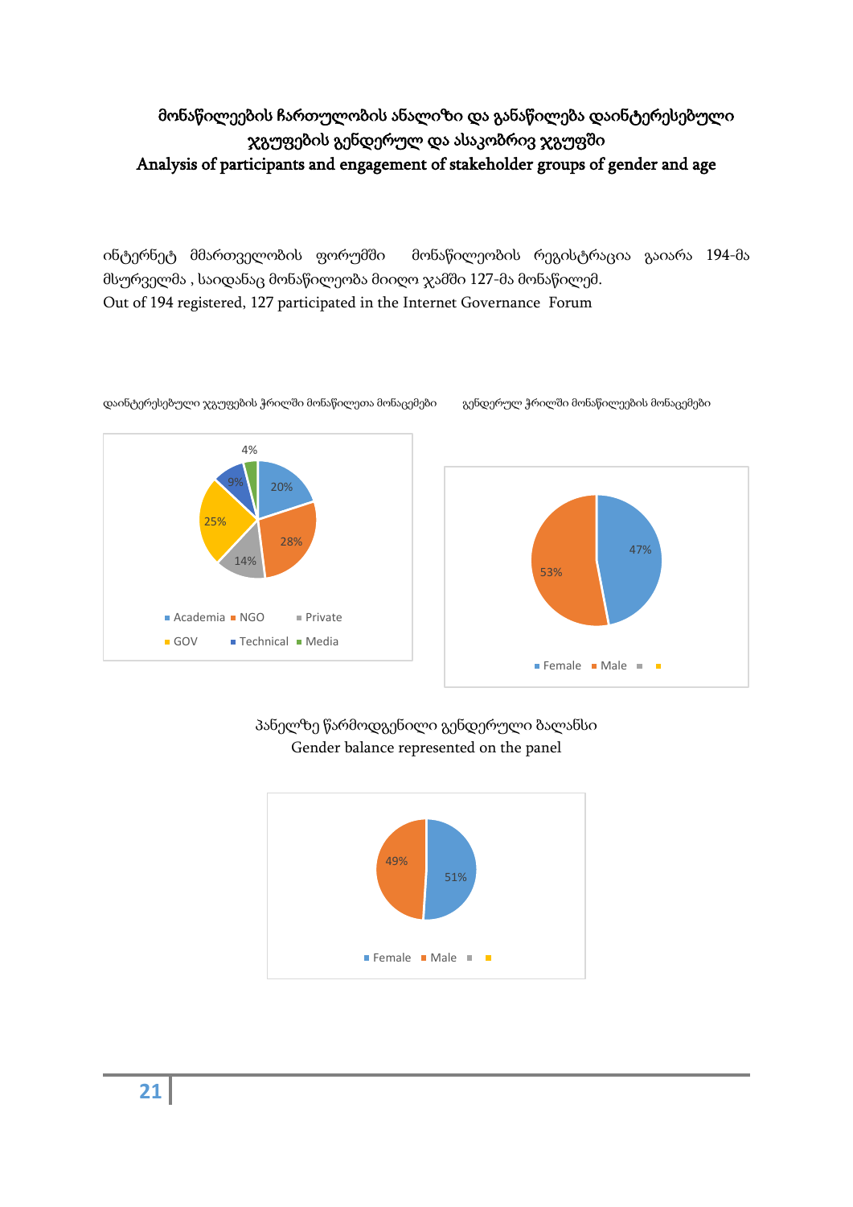## მონაწილეების ჩართულობის ანალიზი და განაწილება დაინტერესებული ჯგუფების გენდერულ და ასაკობრივ ჯგუფში

## Analysis of participants and engagement of stakeholder groups of gender and age

ინტერნეტ მმართველობის ფორუმში მონაწილეობის რეგისტრაცია გაიარა 194-მა მსურველმა , საიდანაც მონაწილეობა მიიღო ჯამში 127-მა მონაწილემ.
Out of 194 registered, 127 participated in the Internet Governance Forum

დაინტერესებული ჯგუფების ჭრილში მონაწილეთა მონაცემები

| Group | % |
|---|---|
| Academia | 20% |
| NGO | 28% |
| Private | 14% |
| GOV | 25% |
| Technical | 9% |
| Media | 4% |

გენდერულ ჭრილში მონაწილეების მონაცემები

| Gender | % |
|---|---|
| Female | 47% |
| Male | 53% |

პანელზე წარმოდგენილი გენდერული ბალანსი
Gender balance represented on the panel

| Gender | % |
|---|---|
| Female | 51% |
| Male | 49% |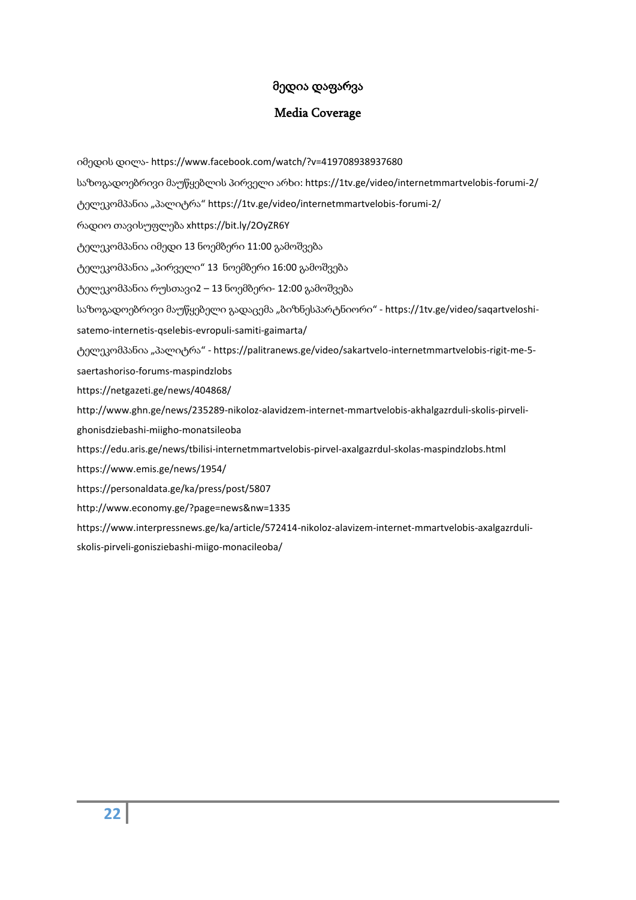## მედია დაფარვა

## Media Coverage

იმედის დილა- https://www.facebook.com/watch/?v=419708938937680

საზოგადოებრივი მაუწყებლის პირველი არხი: https://1tv.ge/video/internetmmartvelobis-forumi-2/

ტელეკომპანია „პალიტრა" https://1tv.ge/video/internetmmartvelobis-forumi-2/

რადიო თავისუფლება xhttps://bit.ly/2OyZR6Y

ტელეკომპანია იმედი 13 ნოემბერი 11:00 გამოშვება

ტელეკომპანია „პირველი" 13 ნოემბერი 16:00 გამოშვება

ტელეკომპანია რუსთავი2 – 13 ნოემბერი- 12:00 გამოშვება

საზოგადოებრივი მაუწყებელი გადაცემა „ბიზნესპარტნიორი" - https://1tv.ge/video/saqartveloshi-satemo-internetis-qselebis-evropuli-samiti-gaimarta/

ტელეკომპანია „პალიტრა" - https://palitranews.ge/video/sakartvelo-internetmmartvelobis-rigit-me-5-saertashoriso-forums-maspindzlobs

https://netgazeti.ge/news/404868/

http://www.ghn.ge/news/235289-nikoloz-alavidzem-internet-mmartvelobis-akhalgazrduli-skolis-pirveli-ghonisdziebashi-miigho-monatsileoba

https://edu.aris.ge/news/tbilisi-internetmmartvelobis-pirvel-axalgazrdul-skolas-maspindzlobs.html

https://www.emis.ge/news/1954/

https://personaldata.ge/ka/press/post/5807

http://www.economy.ge/?page=news&nw=1335

https://www.interpressnews.ge/ka/article/572414-nikoloz-alavizem-internet-mmartvelobis-axalgazrduli-skolis-pirveli-gonisziebashi-miigo-monacileoba/